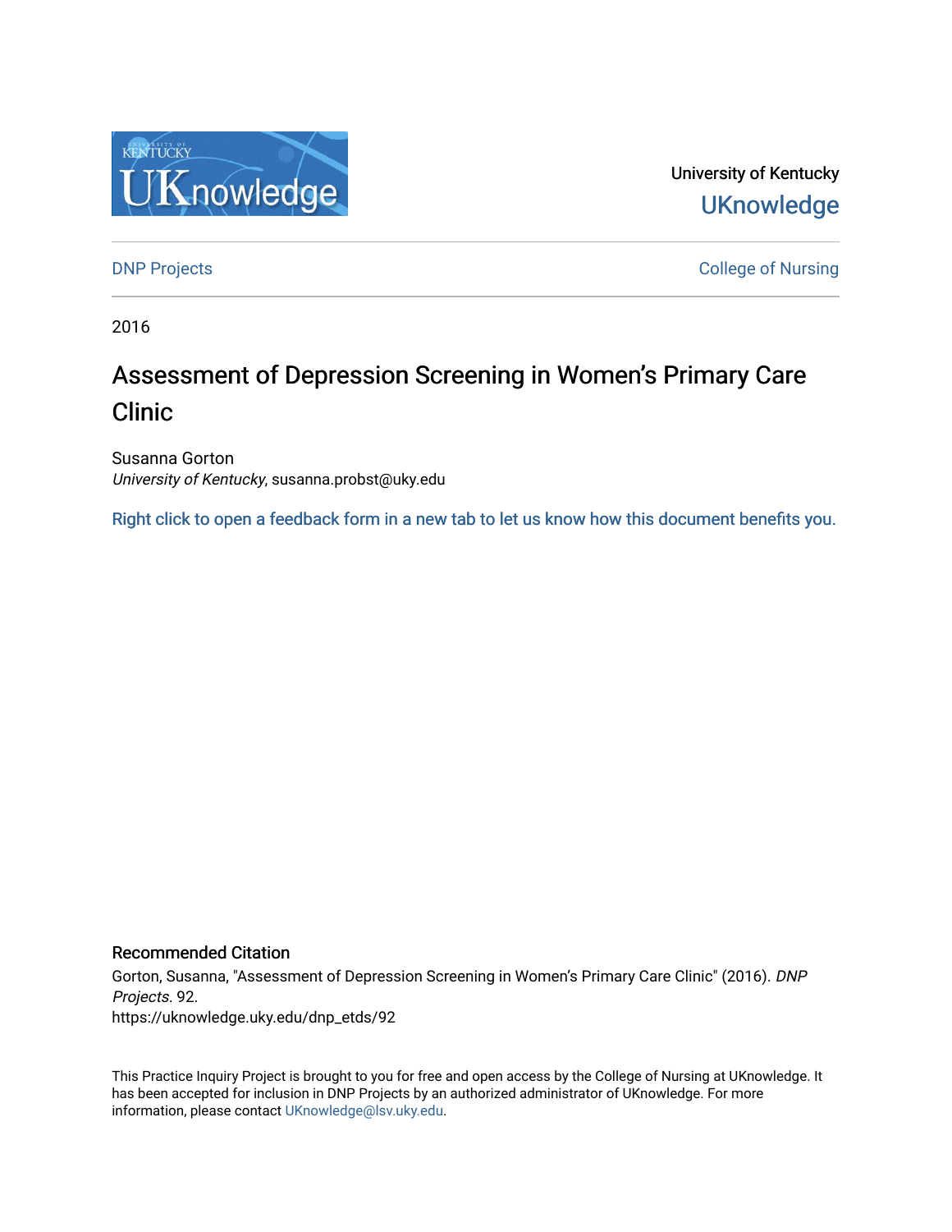University of Kentucky

UKnowledge

DNP Projects

College of Nursing

2016

# Assessment of Depression Screening in Women's Primary Care Clinic

Susanna Gorton
*University of Kentucky*, susanna.probst@uky.edu

Right click to open a feedback form in a new tab to let us know how this document benefits you.

### Recommended Citation

Gorton, Susanna, "Assessment of Depression Screening in Women's Primary Care Clinic" (2016). *DNP Projects*. 92.
https://uknowledge.uky.edu/dnp_etds/92

This Practice Inquiry Project is brought to you for free and open access by the College of Nursing at UKnowledge. It has been accepted for inclusion in DNP Projects by an authorized administrator of UKnowledge. For more information, please contact UKnowledge@lsv.uky.edu.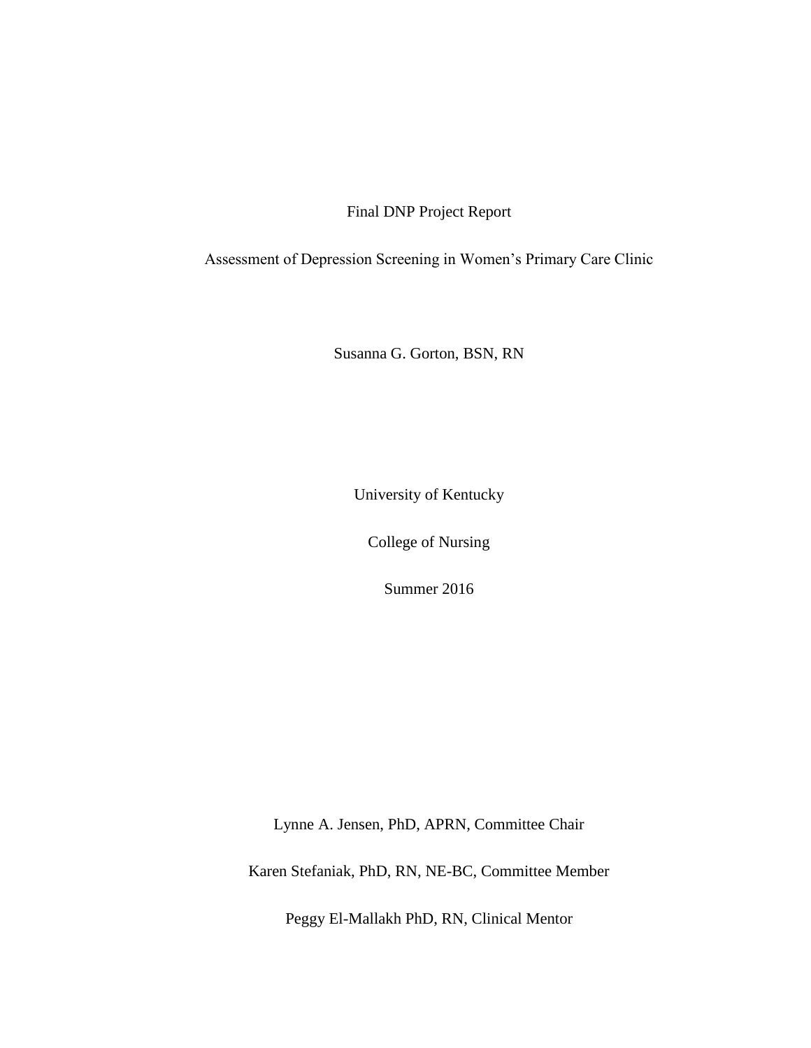Final DNP Project Report

Assessment of Depression Screening in Women's Primary Care Clinic

Susanna G. Gorton, BSN, RN

University of Kentucky

College of Nursing

Summer 2016

Lynne A. Jensen, PhD, APRN, Committee Chair

Karen Stefaniak, PhD, RN, NE-BC, Committee Member

Peggy El-Mallakh PhD, RN, Clinical Mentor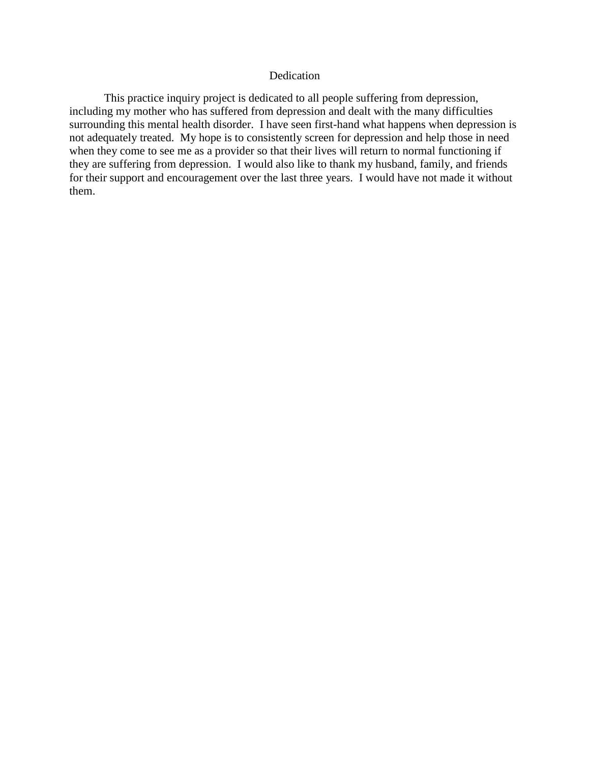# Dedication

This practice inquiry project is dedicated to all people suffering from depression, including my mother who has suffered from depression and dealt with the many difficulties surrounding this mental health disorder. I have seen first-hand what happens when depression is not adequately treated. My hope is to consistently screen for depression and help those in need when they come to see me as a provider so that their lives will return to normal functioning if they are suffering from depression. I would also like to thank my husband, family, and friends for their support and encouragement over the last three years. I would have not made it without them.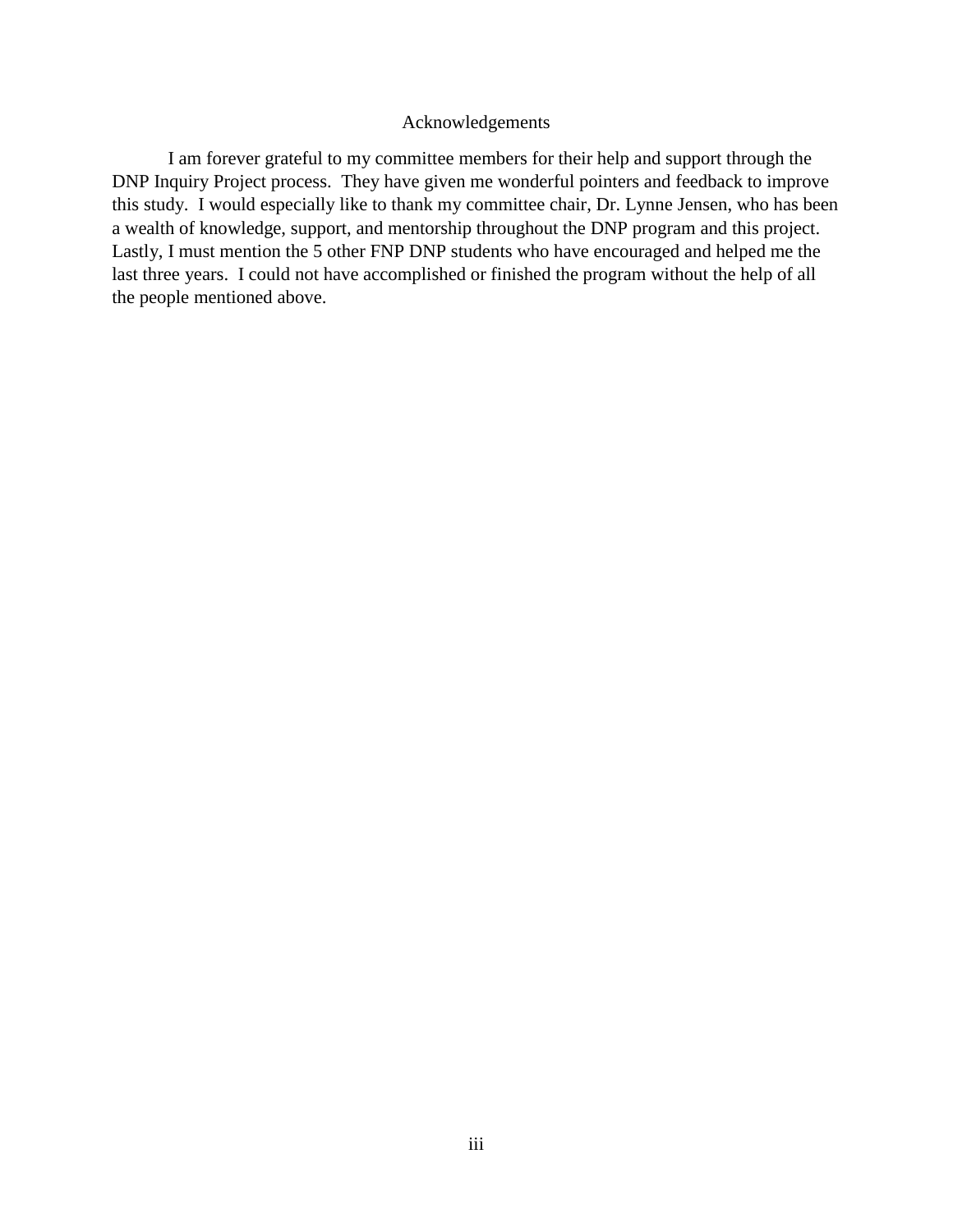# Acknowledgements

I am forever grateful to my committee members for their help and support through the DNP Inquiry Project process. They have given me wonderful pointers and feedback to improve this study. I would especially like to thank my committee chair, Dr. Lynne Jensen, who has been a wealth of knowledge, support, and mentorship throughout the DNP program and this project. Lastly, I must mention the 5 other FNP DNP students who have encouraged and helped me the last three years. I could not have accomplished or finished the program without the help of all the people mentioned above.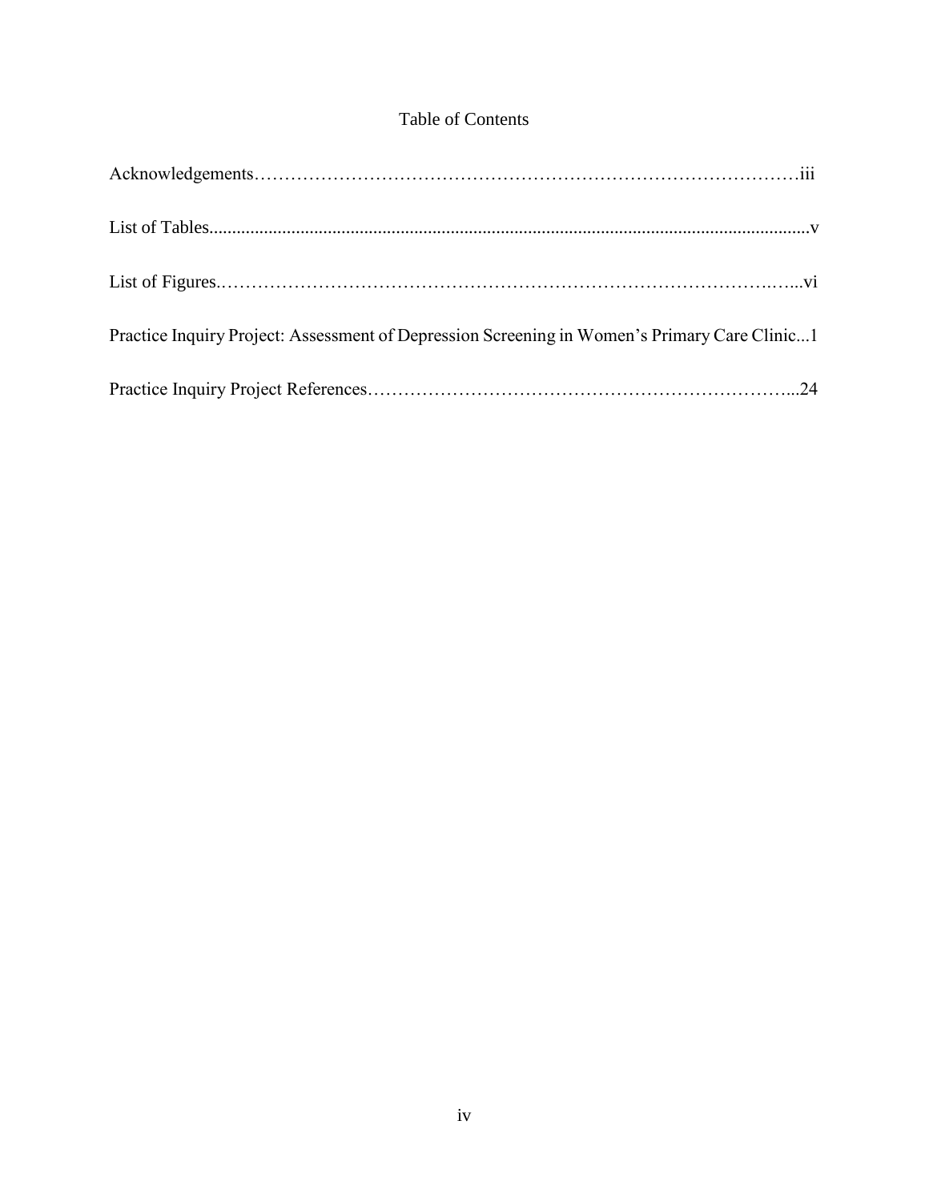# Table of Contents

Acknowledgements……………………………………………………………………………iii

List of Tables....................................................................................................................v

List of Figures.…………………………………………………………………………….…..vi

Practice Inquiry Project: Assessment of Depression Screening in Women's Primary Care Clinic...1

Practice Inquiry Project References…………………………………………………………...24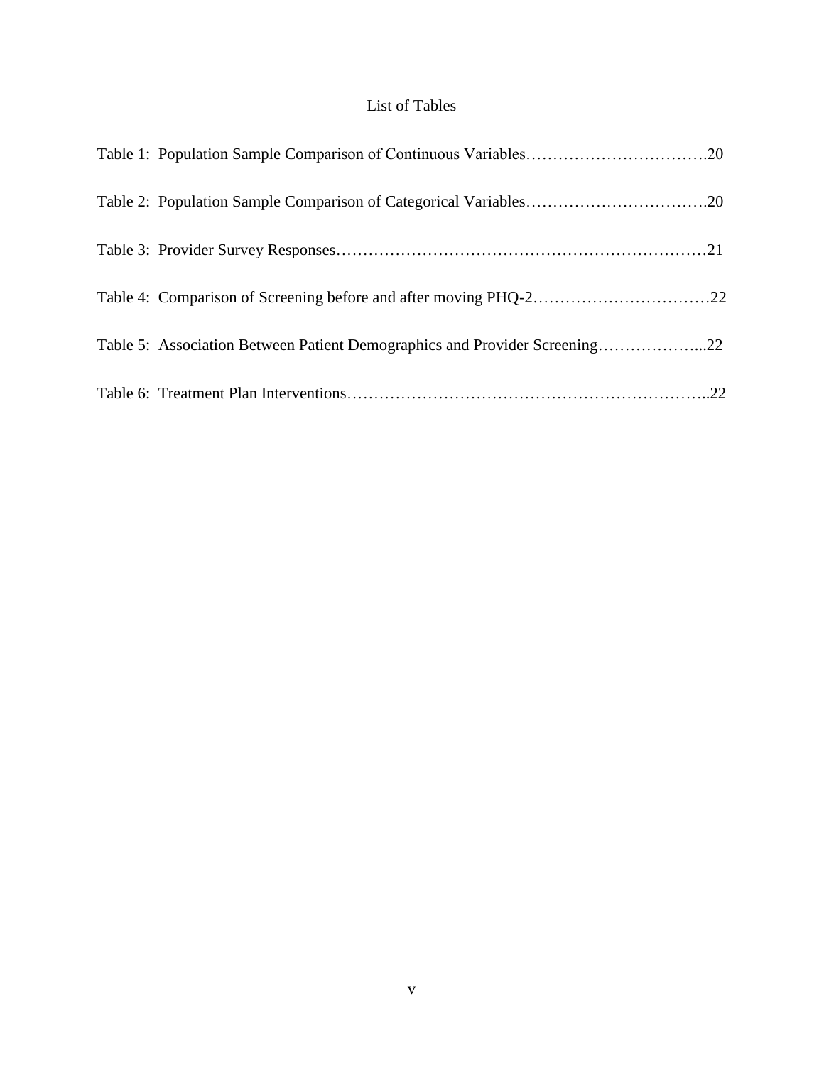# List of Tables

Table 1: Population Sample Comparison of Continuous Variables……………………………20

Table 2: Population Sample Comparison of Categorical Variables……………………………20

Table 3: Provider Survey Responses……………………………………………………………21

Table 4: Comparison of Screening before and after moving PHQ-2……………………………22

Table 5: Association Between Patient Demographics and Provider Screening………………...22

Table 6: Treatment Plan Interventions…………………………………………………………..22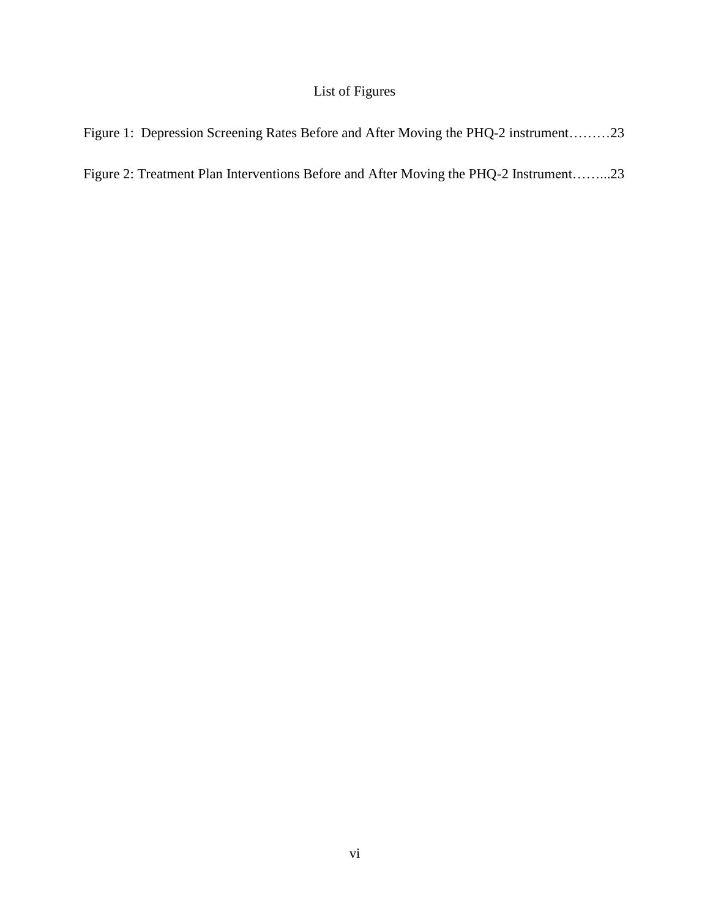# List of Figures

Figure 1: Depression Screening Rates Before and After Moving the PHQ-2 instrument………23

Figure 2: Treatment Plan Interventions Before and After Moving the PHQ-2 Instrument……...23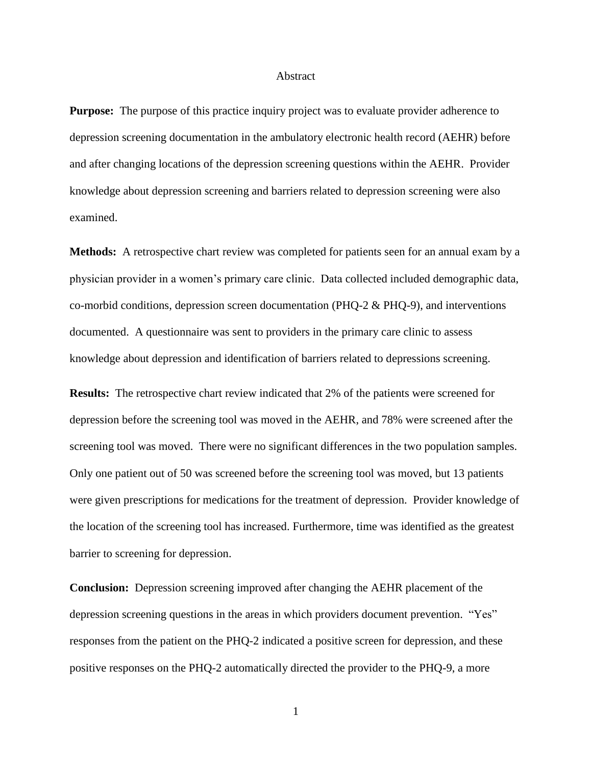# Abstract

**Purpose:** The purpose of this practice inquiry project was to evaluate provider adherence to depression screening documentation in the ambulatory electronic health record (AEHR) before and after changing locations of the depression screening questions within the AEHR. Provider knowledge about depression screening and barriers related to depression screening were also examined.

**Methods:** A retrospective chart review was completed for patients seen for an annual exam by a physician provider in a women's primary care clinic. Data collected included demographic data, co-morbid conditions, depression screen documentation (PHQ-2 & PHQ-9), and interventions documented. A questionnaire was sent to providers in the primary care clinic to assess knowledge about depression and identification of barriers related to depressions screening.

**Results:** The retrospective chart review indicated that 2% of the patients were screened for depression before the screening tool was moved in the AEHR, and 78% were screened after the screening tool was moved. There were no significant differences in the two population samples. Only one patient out of 50 was screened before the screening tool was moved, but 13 patients were given prescriptions for medications for the treatment of depression. Provider knowledge of the location of the screening tool has increased. Furthermore, time was identified as the greatest barrier to screening for depression.

**Conclusion:** Depression screening improved after changing the AEHR placement of the depression screening questions in the areas in which providers document prevention. "Yes" responses from the patient on the PHQ-2 indicated a positive screen for depression, and these positive responses on the PHQ-2 automatically directed the provider to the PHQ-9, a more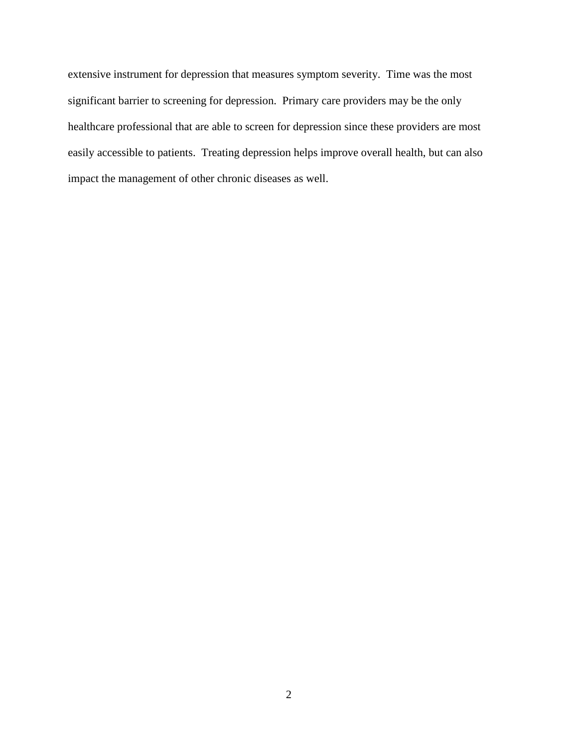extensive instrument for depression that measures symptom severity. Time was the most significant barrier to screening for depression. Primary care providers may be the only healthcare professional that are able to screen for depression since these providers are most easily accessible to patients. Treating depression helps improve overall health, but can also impact the management of other chronic diseases as well.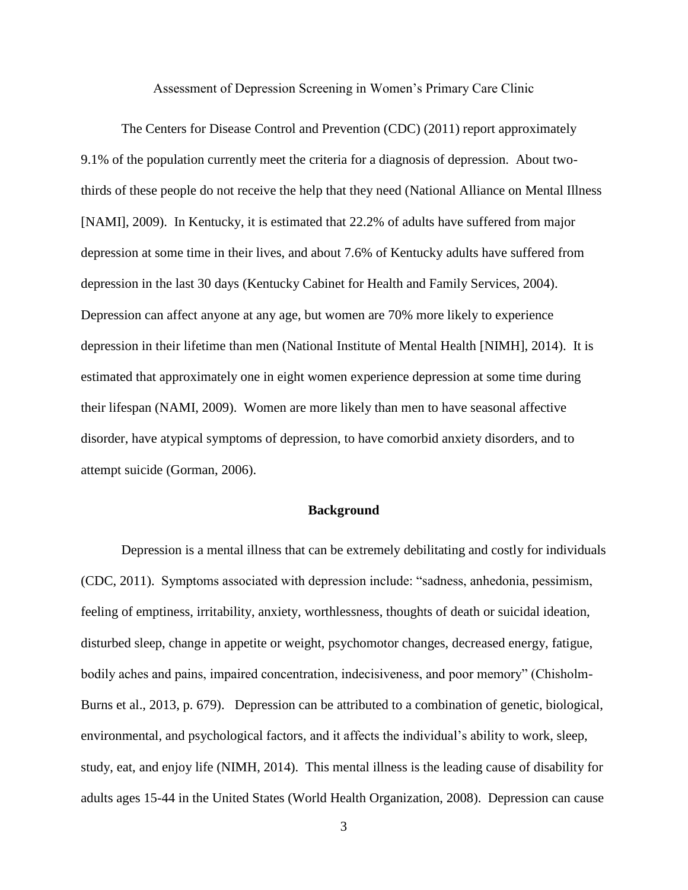Assessment of Depression Screening in Women's Primary Care Clinic

The Centers for Disease Control and Prevention (CDC) (2011) report approximately 9.1% of the population currently meet the criteria for a diagnosis of depression. About two-thirds of these people do not receive the help that they need (National Alliance on Mental Illness [NAMI], 2009). In Kentucky, it is estimated that 22.2% of adults have suffered from major depression at some time in their lives, and about 7.6% of Kentucky adults have suffered from depression in the last 30 days (Kentucky Cabinet for Health and Family Services, 2004). Depression can affect anyone at any age, but women are 70% more likely to experience depression in their lifetime than men (National Institute of Mental Health [NIMH], 2014). It is estimated that approximately one in eight women experience depression at some time during their lifespan (NAMI, 2009). Women are more likely than men to have seasonal affective disorder, have atypical symptoms of depression, to have comorbid anxiety disorders, and to attempt suicide (Gorman, 2006).

## Background

Depression is a mental illness that can be extremely debilitating and costly for individuals (CDC, 2011). Symptoms associated with depression include: "sadness, anhedonia, pessimism, feeling of emptiness, irritability, anxiety, worthlessness, thoughts of death or suicidal ideation, disturbed sleep, change in appetite or weight, psychomotor changes, decreased energy, fatigue, bodily aches and pains, impaired concentration, indecisiveness, and poor memory" (Chisholm-Burns et al., 2013, p. 679). Depression can be attributed to a combination of genetic, biological, environmental, and psychological factors, and it affects the individual's ability to work, sleep, study, eat, and enjoy life (NIMH, 2014). This mental illness is the leading cause of disability for adults ages 15-44 in the United States (World Health Organization, 2008). Depression can cause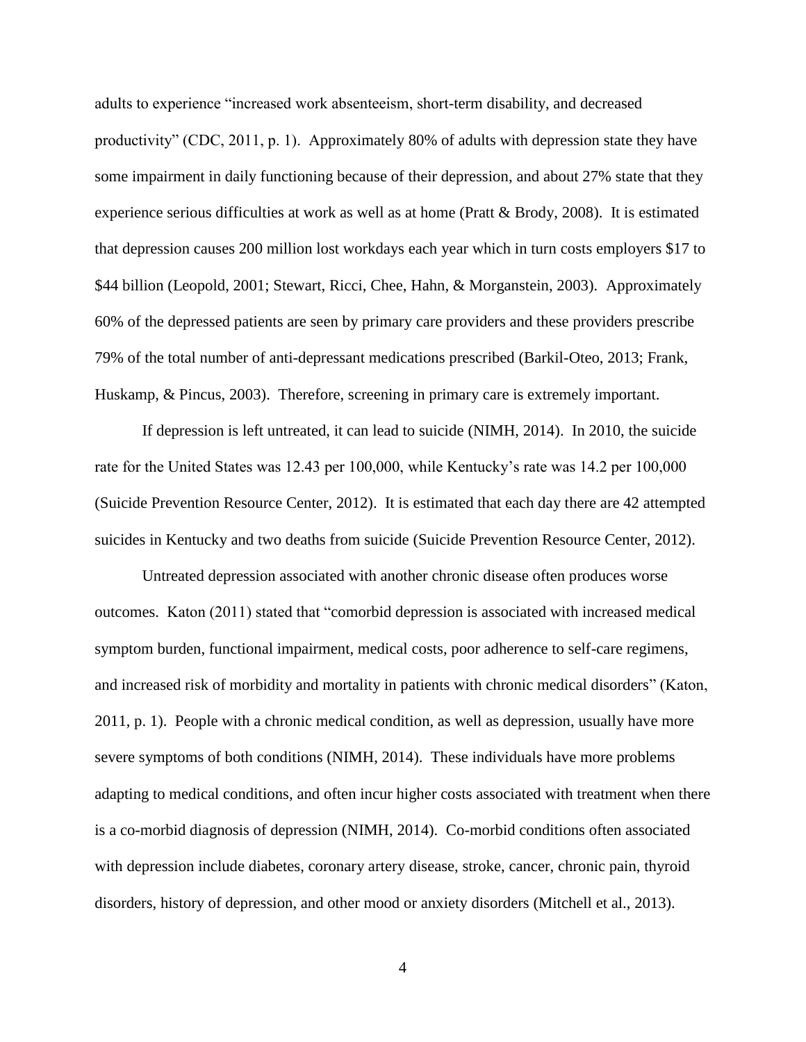adults to experience "increased work absenteeism, short-term disability, and decreased productivity" (CDC, 2011, p. 1). Approximately 80% of adults with depression state they have some impairment in daily functioning because of their depression, and about 27% state that they experience serious difficulties at work as well as at home (Pratt & Brody, 2008). It is estimated that depression causes 200 million lost workdays each year which in turn costs employers $17 to $44 billion (Leopold, 2001; Stewart, Ricci, Chee, Hahn, & Morganstein, 2003). Approximately 60% of the depressed patients are seen by primary care providers and these providers prescribe 79% of the total number of anti-depressant medications prescribed (Barkil-Oteo, 2013; Frank, Huskamp, & Pincus, 2003). Therefore, screening in primary care is extremely important.

If depression is left untreated, it can lead to suicide (NIMH, 2014). In 2010, the suicide rate for the United States was 12.43 per 100,000, while Kentucky's rate was 14.2 per 100,000 (Suicide Prevention Resource Center, 2012). It is estimated that each day there are 42 attempted suicides in Kentucky and two deaths from suicide (Suicide Prevention Resource Center, 2012).

Untreated depression associated with another chronic disease often produces worse outcomes. Katon (2011) stated that "comorbid depression is associated with increased medical symptom burden, functional impairment, medical costs, poor adherence to self-care regimens, and increased risk of morbidity and mortality in patients with chronic medical disorders" (Katon, 2011, p. 1). People with a chronic medical condition, as well as depression, usually have more severe symptoms of both conditions (NIMH, 2014). These individuals have more problems adapting to medical conditions, and often incur higher costs associated with treatment when there is a co-morbid diagnosis of depression (NIMH, 2014). Co-morbid conditions often associated with depression include diabetes, coronary artery disease, stroke, cancer, chronic pain, thyroid disorders, history of depression, and other mood or anxiety disorders (Mitchell et al., 2013).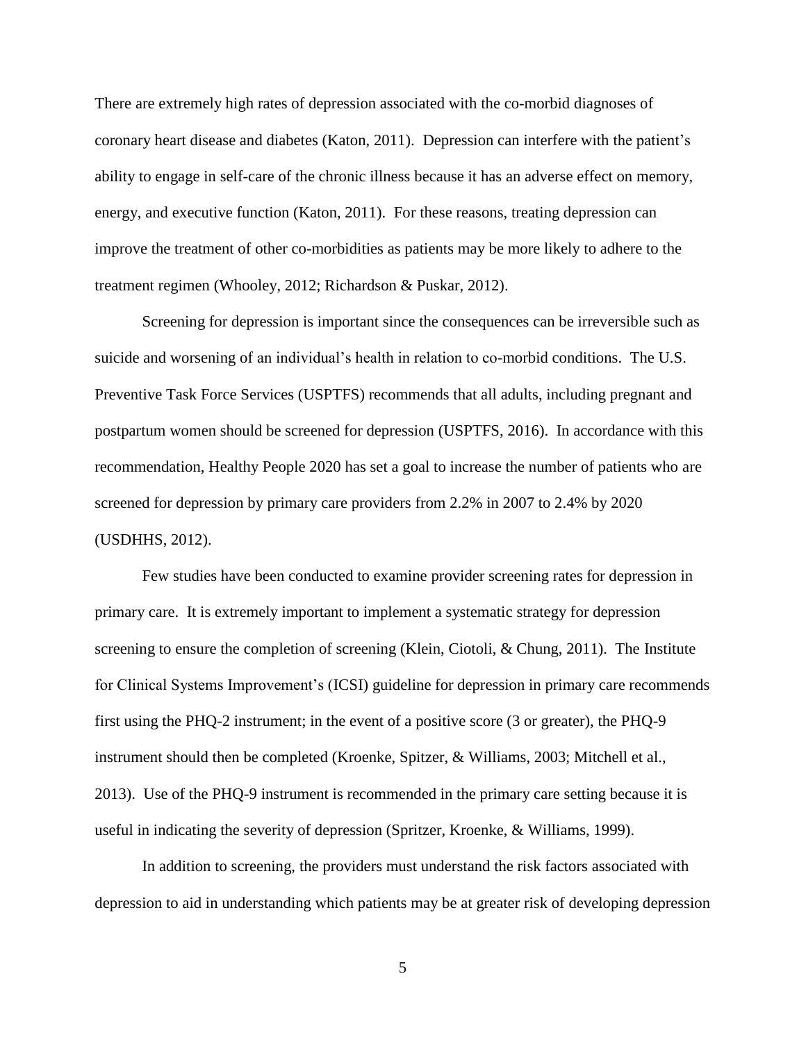There are extremely high rates of depression associated with the co-morbid diagnoses of coronary heart disease and diabetes (Katon, 2011). Depression can interfere with the patient's ability to engage in self-care of the chronic illness because it has an adverse effect on memory, energy, and executive function (Katon, 2011). For these reasons, treating depression can improve the treatment of other co-morbidities as patients may be more likely to adhere to the treatment regimen (Whooley, 2012; Richardson & Puskar, 2012).

Screening for depression is important since the consequences can be irreversible such as suicide and worsening of an individual's health in relation to co-morbid conditions. The U.S. Preventive Task Force Services (USPTFS) recommends that all adults, including pregnant and postpartum women should be screened for depression (USPTFS, 2016). In accordance with this recommendation, Healthy People 2020 has set a goal to increase the number of patients who are screened for depression by primary care providers from 2.2% in 2007 to 2.4% by 2020 (USDHHS, 2012).

Few studies have been conducted to examine provider screening rates for depression in primary care. It is extremely important to implement a systematic strategy for depression screening to ensure the completion of screening (Klein, Ciotoli, & Chung, 2011). The Institute for Clinical Systems Improvement's (ICSI) guideline for depression in primary care recommends first using the PHQ-2 instrument; in the event of a positive score (3 or greater), the PHQ-9 instrument should then be completed (Kroenke, Spitzer, & Williams, 2003; Mitchell et al., 2013). Use of the PHQ-9 instrument is recommended in the primary care setting because it is useful in indicating the severity of depression (Spritzer, Kroenke, & Williams, 1999).

In addition to screening, the providers must understand the risk factors associated with depression to aid in understanding which patients may be at greater risk of developing depression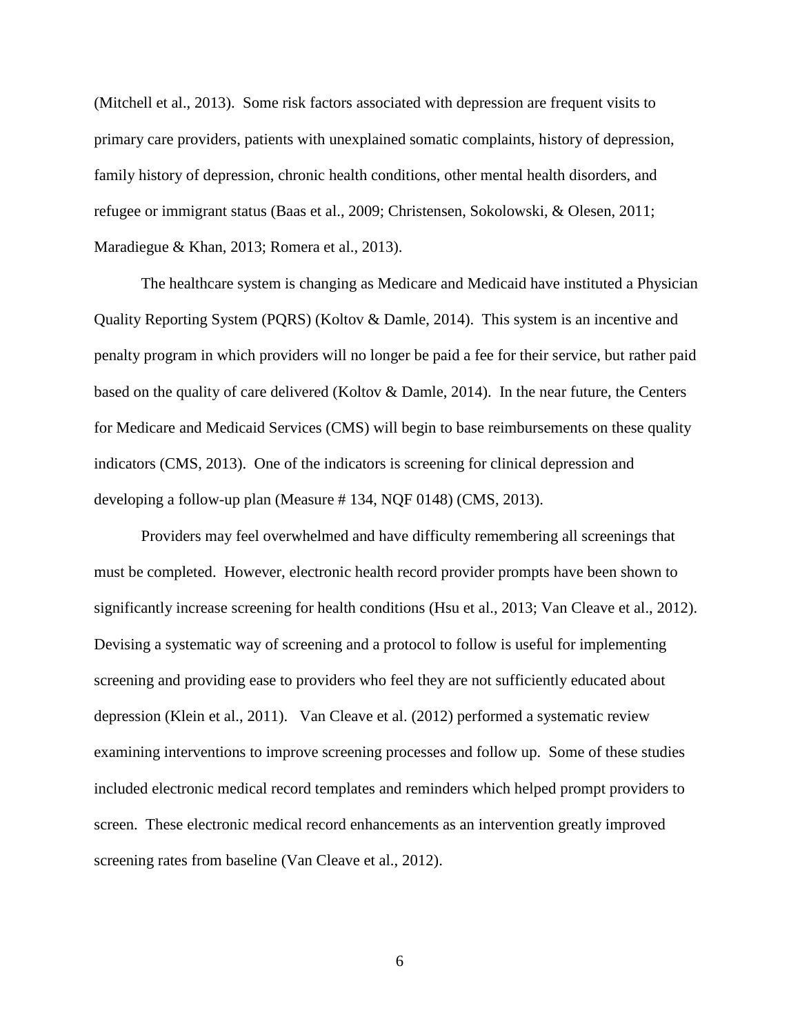(Mitchell et al., 2013). Some risk factors associated with depression are frequent visits to primary care providers, patients with unexplained somatic complaints, history of depression, family history of depression, chronic health conditions, other mental health disorders, and refugee or immigrant status (Baas et al., 2009; Christensen, Sokolowski, & Olesen, 2011; Maradiegue & Khan, 2013; Romera et al., 2013).

The healthcare system is changing as Medicare and Medicaid have instituted a Physician Quality Reporting System (PQRS) (Koltov & Damle, 2014). This system is an incentive and penalty program in which providers will no longer be paid a fee for their service, but rather paid based on the quality of care delivered (Koltov & Damle, 2014). In the near future, the Centers for Medicare and Medicaid Services (CMS) will begin to base reimbursements on these quality indicators (CMS, 2013). One of the indicators is screening for clinical depression and developing a follow-up plan (Measure # 134, NQF 0148) (CMS, 2013).

Providers may feel overwhelmed and have difficulty remembering all screenings that must be completed. However, electronic health record provider prompts have been shown to significantly increase screening for health conditions (Hsu et al., 2013; Van Cleave et al., 2012). Devising a systematic way of screening and a protocol to follow is useful for implementing screening and providing ease to providers who feel they are not sufficiently educated about depression (Klein et al., 2011). Van Cleave et al. (2012) performed a systematic review examining interventions to improve screening processes and follow up. Some of these studies included electronic medical record templates and reminders which helped prompt providers to screen. These electronic medical record enhancements as an intervention greatly improved screening rates from baseline (Van Cleave et al., 2012).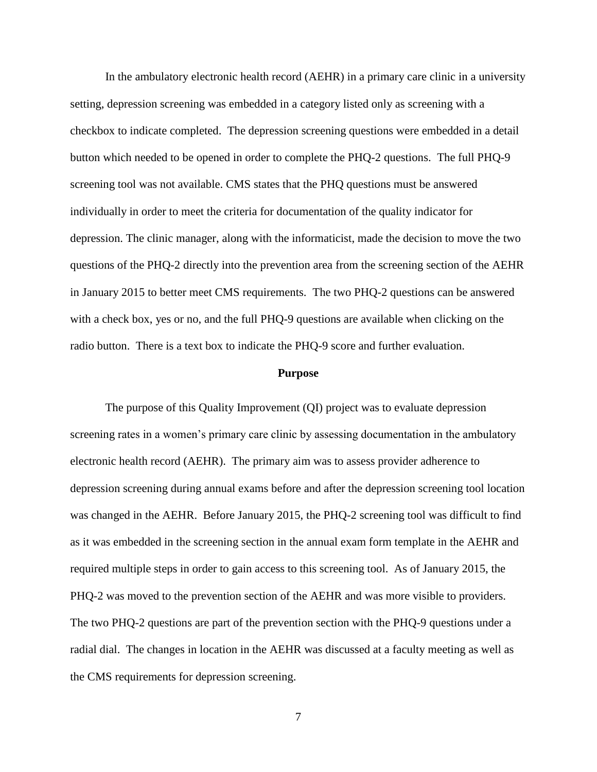In the ambulatory electronic health record (AEHR) in a primary care clinic in a university setting, depression screening was embedded in a category listed only as screening with a checkbox to indicate completed. The depression screening questions were embedded in a detail button which needed to be opened in order to complete the PHQ-2 questions. The full PHQ-9 screening tool was not available. CMS states that the PHQ questions must be answered individually in order to meet the criteria for documentation of the quality indicator for depression. The clinic manager, along with the informaticist, made the decision to move the two questions of the PHQ-2 directly into the prevention area from the screening section of the AEHR in January 2015 to better meet CMS requirements. The two PHQ-2 questions can be answered with a check box, yes or no, and the full PHQ-9 questions are available when clicking on the radio button. There is a text box to indicate the PHQ-9 score and further evaluation.

## Purpose

The purpose of this Quality Improvement (QI) project was to evaluate depression screening rates in a women's primary care clinic by assessing documentation in the ambulatory electronic health record (AEHR). The primary aim was to assess provider adherence to depression screening during annual exams before and after the depression screening tool location was changed in the AEHR. Before January 2015, the PHQ-2 screening tool was difficult to find as it was embedded in the screening section in the annual exam form template in the AEHR and required multiple steps in order to gain access to this screening tool. As of January 2015, the PHQ-2 was moved to the prevention section of the AEHR and was more visible to providers. The two PHQ-2 questions are part of the prevention section with the PHQ-9 questions under a radial dial. The changes in location in the AEHR was discussed at a faculty meeting as well as the CMS requirements for depression screening.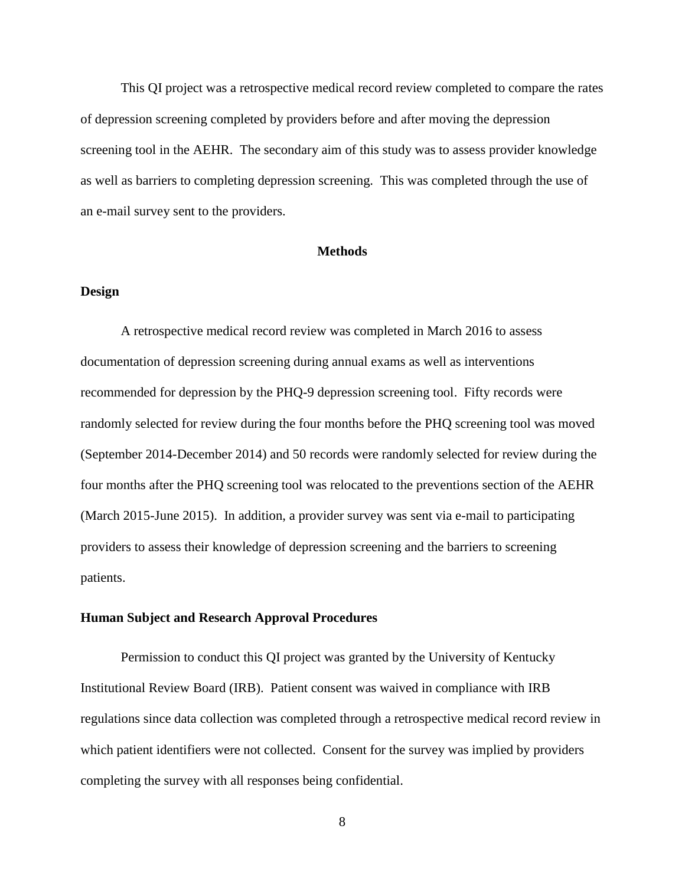This QI project was a retrospective medical record review completed to compare the rates of depression screening completed by providers before and after moving the depression screening tool in the AEHR. The secondary aim of this study was to assess provider knowledge as well as barriers to completing depression screening. This was completed through the use of an e-mail survey sent to the providers.

## Methods

### Design

A retrospective medical record review was completed in March 2016 to assess documentation of depression screening during annual exams as well as interventions recommended for depression by the PHQ-9 depression screening tool. Fifty records were randomly selected for review during the four months before the PHQ screening tool was moved (September 2014-December 2014) and 50 records were randomly selected for review during the four months after the PHQ screening tool was relocated to the preventions section of the AEHR (March 2015-June 2015). In addition, a provider survey was sent via e-mail to participating providers to assess their knowledge of depression screening and the barriers to screening patients.

### Human Subject and Research Approval Procedures

Permission to conduct this QI project was granted by the University of Kentucky Institutional Review Board (IRB). Patient consent was waived in compliance with IRB regulations since data collection was completed through a retrospective medical record review in which patient identifiers were not collected. Consent for the survey was implied by providers completing the survey with all responses being confidential.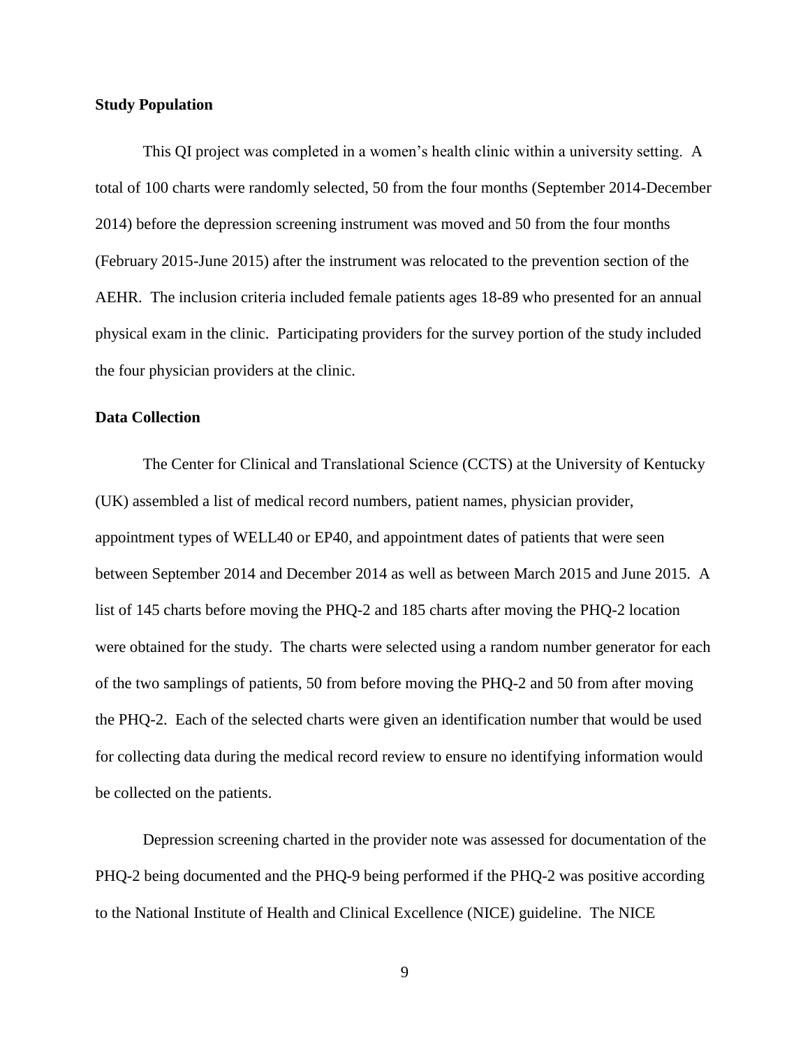**Study Population**

This QI project was completed in a women's health clinic within a university setting. A total of 100 charts were randomly selected, 50 from the four months (September 2014-December 2014) before the depression screening instrument was moved and 50 from the four months (February 2015-June 2015) after the instrument was relocated to the prevention section of the AEHR. The inclusion criteria included female patients ages 18-89 who presented for an annual physical exam in the clinic. Participating providers for the survey portion of the study included the four physician providers at the clinic.

**Data Collection**

The Center for Clinical and Translational Science (CCTS) at the University of Kentucky (UK) assembled a list of medical record numbers, patient names, physician provider, appointment types of WELL40 or EP40, and appointment dates of patients that were seen between September 2014 and December 2014 as well as between March 2015 and June 2015. A list of 145 charts before moving the PHQ-2 and 185 charts after moving the PHQ-2 location were obtained for the study. The charts were selected using a random number generator for each of the two samplings of patients, 50 from before moving the PHQ-2 and 50 from after moving the PHQ-2. Each of the selected charts were given an identification number that would be used for collecting data during the medical record review to ensure no identifying information would be collected on the patients.

Depression screening charted in the provider note was assessed for documentation of the PHQ-2 being documented and the PHQ-9 being performed if the PHQ-2 was positive according to the National Institute of Health and Clinical Excellence (NICE) guideline. The NICE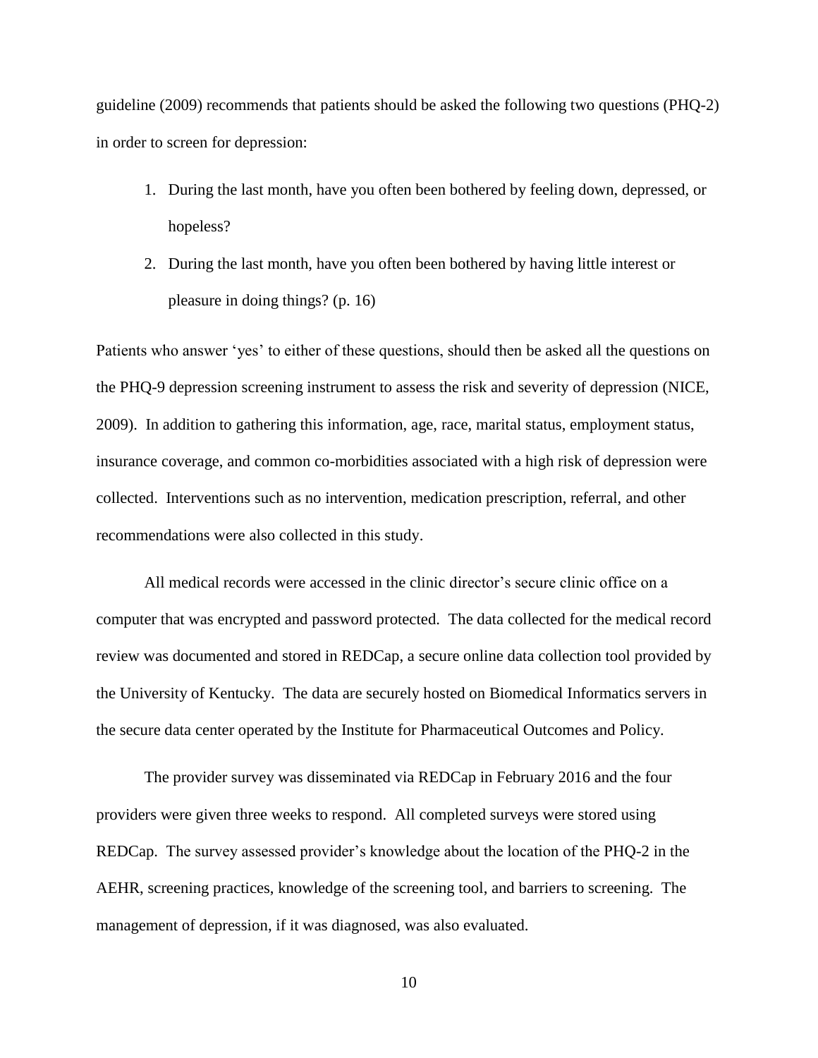guideline (2009) recommends that patients should be asked the following two questions (PHQ-2) in order to screen for depression:

1. During the last month, have you often been bothered by feeling down, depressed, or hopeless?
2. During the last month, have you often been bothered by having little interest or pleasure in doing things? (p. 16)

Patients who answer 'yes' to either of these questions, should then be asked all the questions on the PHQ-9 depression screening instrument to assess the risk and severity of depression (NICE, 2009). In addition to gathering this information, age, race, marital status, employment status, insurance coverage, and common co-morbidities associated with a high risk of depression were collected. Interventions such as no intervention, medication prescription, referral, and other recommendations were also collected in this study.

All medical records were accessed in the clinic director's secure clinic office on a computer that was encrypted and password protected. The data collected for the medical record review was documented and stored in REDCap, a secure online data collection tool provided by the University of Kentucky. The data are securely hosted on Biomedical Informatics servers in the secure data center operated by the Institute for Pharmaceutical Outcomes and Policy.

The provider survey was disseminated via REDCap in February 2016 and the four providers were given three weeks to respond. All completed surveys were stored using REDCap. The survey assessed provider's knowledge about the location of the PHQ-2 in the AEHR, screening practices, knowledge of the screening tool, and barriers to screening. The management of depression, if it was diagnosed, was also evaluated.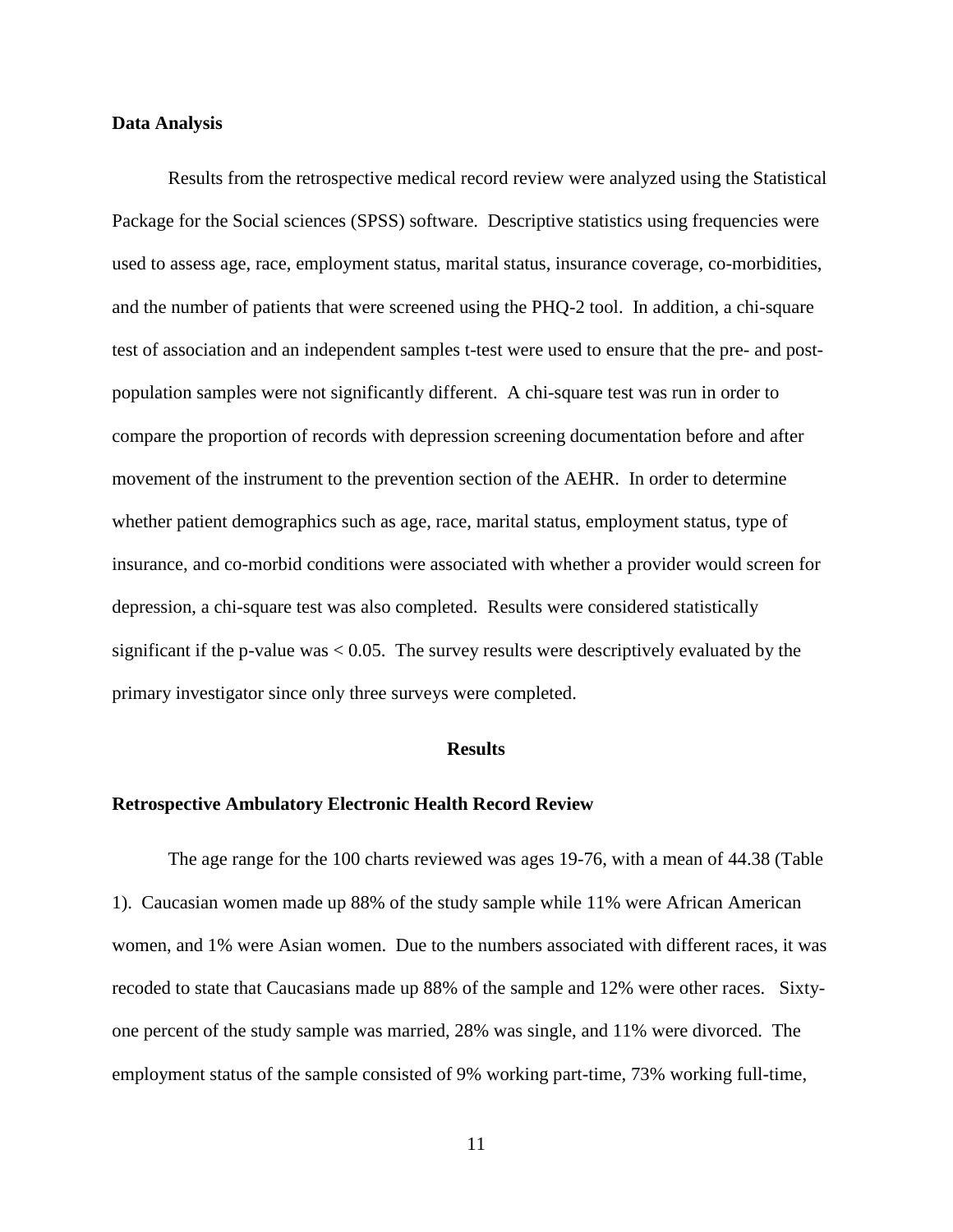**Data Analysis**

Results from the retrospective medical record review were analyzed using the Statistical Package for the Social sciences (SPSS) software. Descriptive statistics using frequencies were used to assess age, race, employment status, marital status, insurance coverage, co-morbidities, and the number of patients that were screened using the PHQ-2 tool. In addition, a chi-square test of association and an independent samples t-test were used to ensure that the pre- and post-population samples were not significantly different. A chi-square test was run in order to compare the proportion of records with depression screening documentation before and after movement of the instrument to the prevention section of the AEHR. In order to determine whether patient demographics such as age, race, marital status, employment status, type of insurance, and co-morbid conditions were associated with whether a provider would screen for depression, a chi-square test was also completed. Results were considered statistically significant if the p-value was $< 0.05$. The survey results were descriptively evaluated by the primary investigator since only three surveys were completed.

## Results

**Retrospective Ambulatory Electronic Health Record Review**

The age range for the 100 charts reviewed was ages 19-76, with a mean of 44.38 (Table 1). Caucasian women made up 88% of the study sample while 11% were African American women, and 1% were Asian women. Due to the numbers associated with different races, it was recoded to state that Caucasians made up 88% of the sample and 12% were other races. Sixty-one percent of the study sample was married, 28% was single, and 11% were divorced. The employment status of the sample consisted of 9% working part-time, 73% working full-time,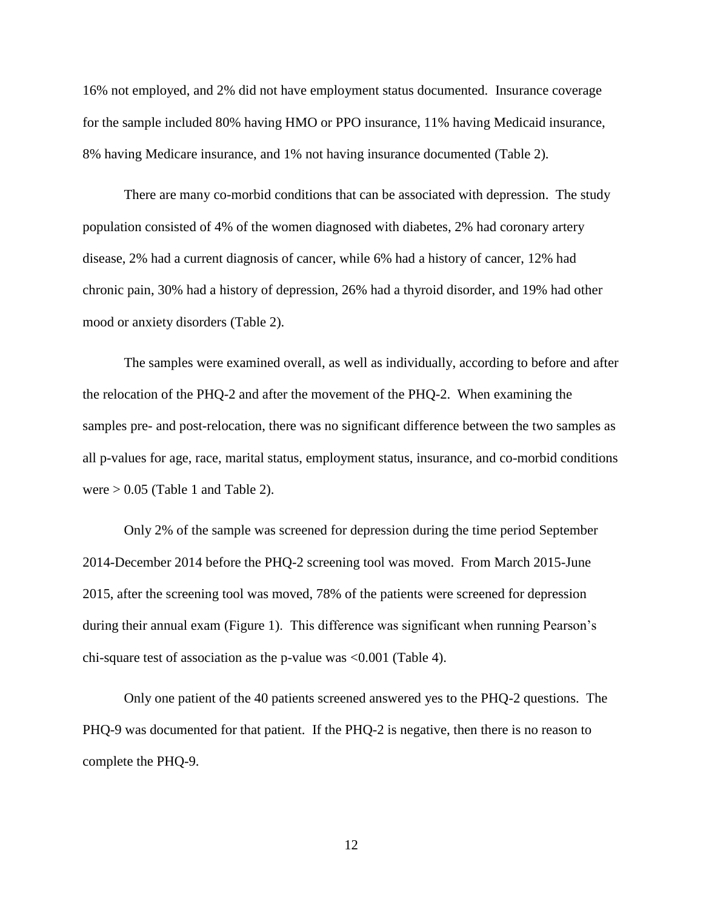16% not employed, and 2% did not have employment status documented. Insurance coverage for the sample included 80% having HMO or PPO insurance, 11% having Medicaid insurance, 8% having Medicare insurance, and 1% not having insurance documented (Table 2).

There are many co-morbid conditions that can be associated with depression. The study population consisted of 4% of the women diagnosed with diabetes, 2% had coronary artery disease, 2% had a current diagnosis of cancer, while 6% had a history of cancer, 12% had chronic pain, 30% had a history of depression, 26% had a thyroid disorder, and 19% had other mood or anxiety disorders (Table 2).

The samples were examined overall, as well as individually, according to before and after the relocation of the PHQ-2 and after the movement of the PHQ-2. When examining the samples pre- and post-relocation, there was no significant difference between the two samples as all p-values for age, race, marital status, employment status, insurance, and co-morbid conditions were $> 0.05$ (Table 1 and Table 2).

Only 2% of the sample was screened for depression during the time period September 2014-December 2014 before the PHQ-2 screening tool was moved. From March 2015-June 2015, after the screening tool was moved, 78% of the patients were screened for depression during their annual exam (Figure 1). This difference was significant when running Pearson's chi-square test of association as the p-value was $<0.001$ (Table 4).

Only one patient of the 40 patients screened answered yes to the PHQ-2 questions. The PHQ-9 was documented for that patient. If the PHQ-2 is negative, then there is no reason to complete the PHQ-9.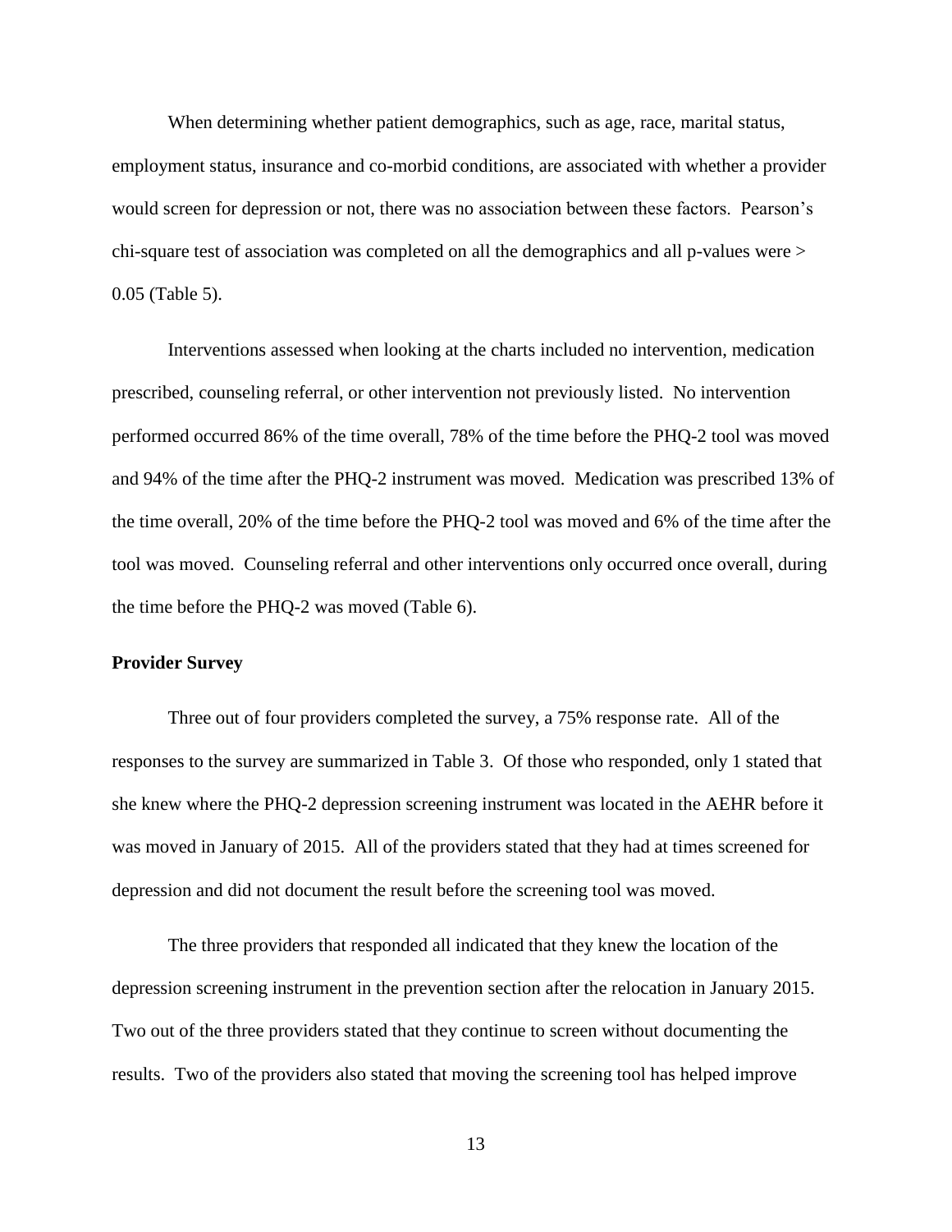When determining whether patient demographics, such as age, race, marital status, employment status, insurance and co-morbid conditions, are associated with whether a provider would screen for depression or not, there was no association between these factors. Pearson's chi-square test of association was completed on all the demographics and all p-values were > 0.05 (Table 5).

Interventions assessed when looking at the charts included no intervention, medication prescribed, counseling referral, or other intervention not previously listed. No intervention performed occurred 86% of the time overall, 78% of the time before the PHQ-2 tool was moved and 94% of the time after the PHQ-2 instrument was moved. Medication was prescribed 13% of the time overall, 20% of the time before the PHQ-2 tool was moved and 6% of the time after the tool was moved. Counseling referral and other interventions only occurred once overall, during the time before the PHQ-2 was moved (Table 6).

**Provider Survey**

Three out of four providers completed the survey, a 75% response rate. All of the responses to the survey are summarized in Table 3. Of those who responded, only 1 stated that she knew where the PHQ-2 depression screening instrument was located in the AEHR before it was moved in January of 2015. All of the providers stated that they had at times screened for depression and did not document the result before the screening tool was moved.

The three providers that responded all indicated that they knew the location of the depression screening instrument in the prevention section after the relocation in January 2015. Two out of the three providers stated that they continue to screen without documenting the results. Two of the providers also stated that moving the screening tool has helped improve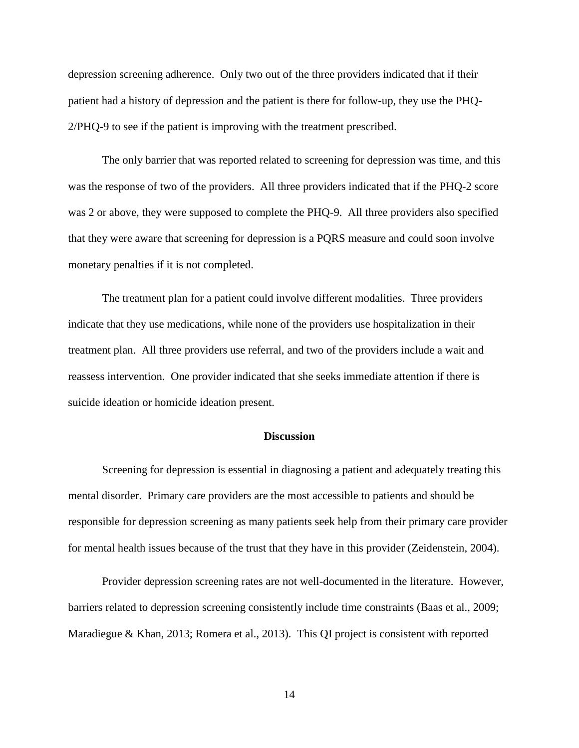depression screening adherence. Only two out of the three providers indicated that if their patient had a history of depression and the patient is there for follow-up, they use the PHQ-2/PHQ-9 to see if the patient is improving with the treatment prescribed.

The only barrier that was reported related to screening for depression was time, and this was the response of two of the providers. All three providers indicated that if the PHQ-2 score was 2 or above, they were supposed to complete the PHQ-9. All three providers also specified that they were aware that screening for depression is a PQRS measure and could soon involve monetary penalties if it is not completed.

The treatment plan for a patient could involve different modalities. Three providers indicate that they use medications, while none of the providers use hospitalization in their treatment plan. All three providers use referral, and two of the providers include a wait and reassess intervention. One provider indicated that she seeks immediate attention if there is suicide ideation or homicide ideation present.

## Discussion

Screening for depression is essential in diagnosing a patient and adequately treating this mental disorder. Primary care providers are the most accessible to patients and should be responsible for depression screening as many patients seek help from their primary care provider for mental health issues because of the trust that they have in this provider (Zeidenstein, 2004).

Provider depression screening rates are not well-documented in the literature. However, barriers related to depression screening consistently include time constraints (Baas et al., 2009; Maradiegue & Khan, 2013; Romera et al., 2013). This QI project is consistent with reported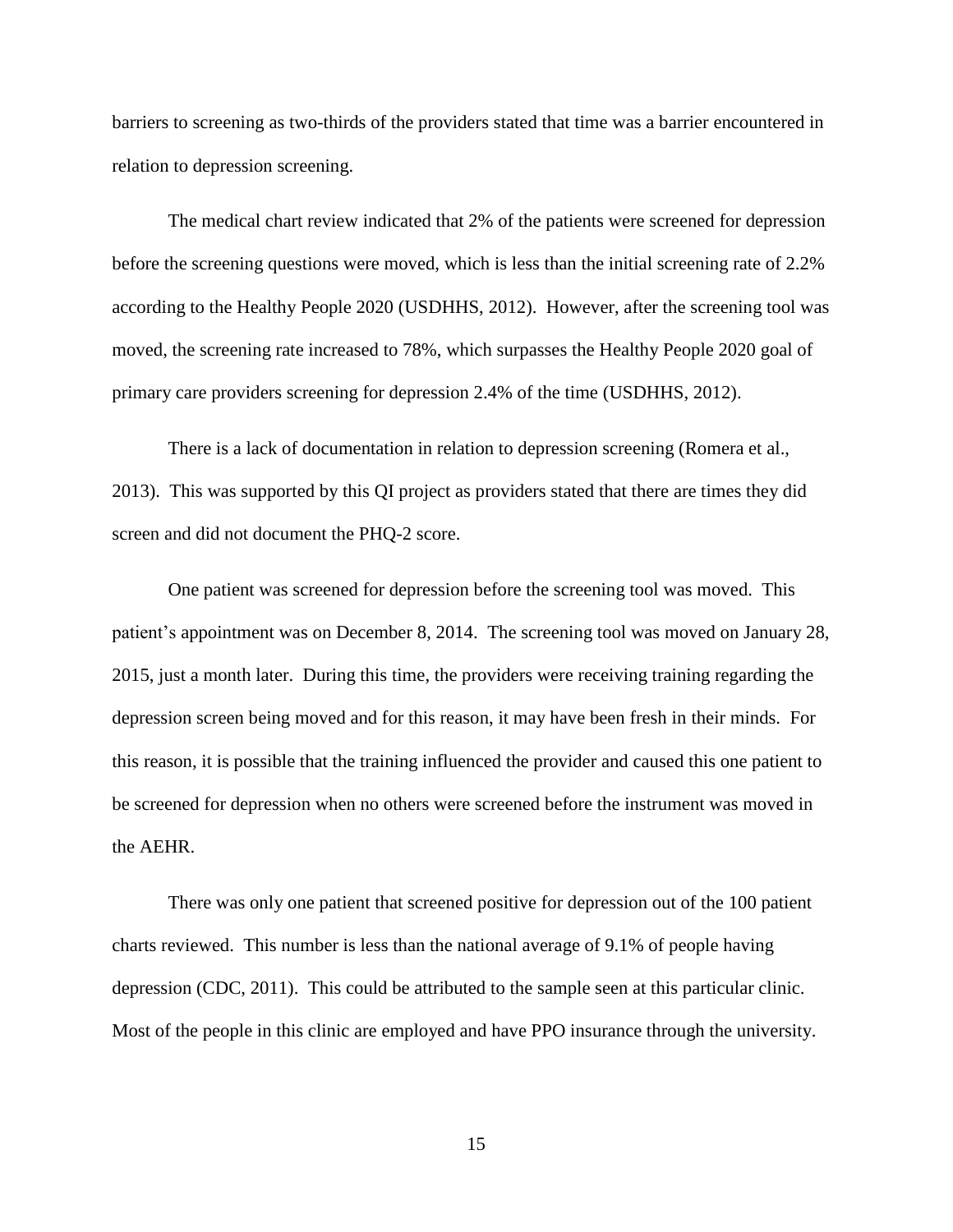barriers to screening as two-thirds of the providers stated that time was a barrier encountered in relation to depression screening.

The medical chart review indicated that 2% of the patients were screened for depression before the screening questions were moved, which is less than the initial screening rate of 2.2% according to the Healthy People 2020 (USDHHS, 2012). However, after the screening tool was moved, the screening rate increased to 78%, which surpasses the Healthy People 2020 goal of primary care providers screening for depression 2.4% of the time (USDHHS, 2012).

There is a lack of documentation in relation to depression screening (Romera et al., 2013). This was supported by this QI project as providers stated that there are times they did screen and did not document the PHQ-2 score.

One patient was screened for depression before the screening tool was moved. This patient's appointment was on December 8, 2014. The screening tool was moved on January 28, 2015, just a month later. During this time, the providers were receiving training regarding the depression screen being moved and for this reason, it may have been fresh in their minds. For this reason, it is possible that the training influenced the provider and caused this one patient to be screened for depression when no others were screened before the instrument was moved in the AEHR.

There was only one patient that screened positive for depression out of the 100 patient charts reviewed. This number is less than the national average of 9.1% of people having depression (CDC, 2011). This could be attributed to the sample seen at this particular clinic. Most of the people in this clinic are employed and have PPO insurance through the university.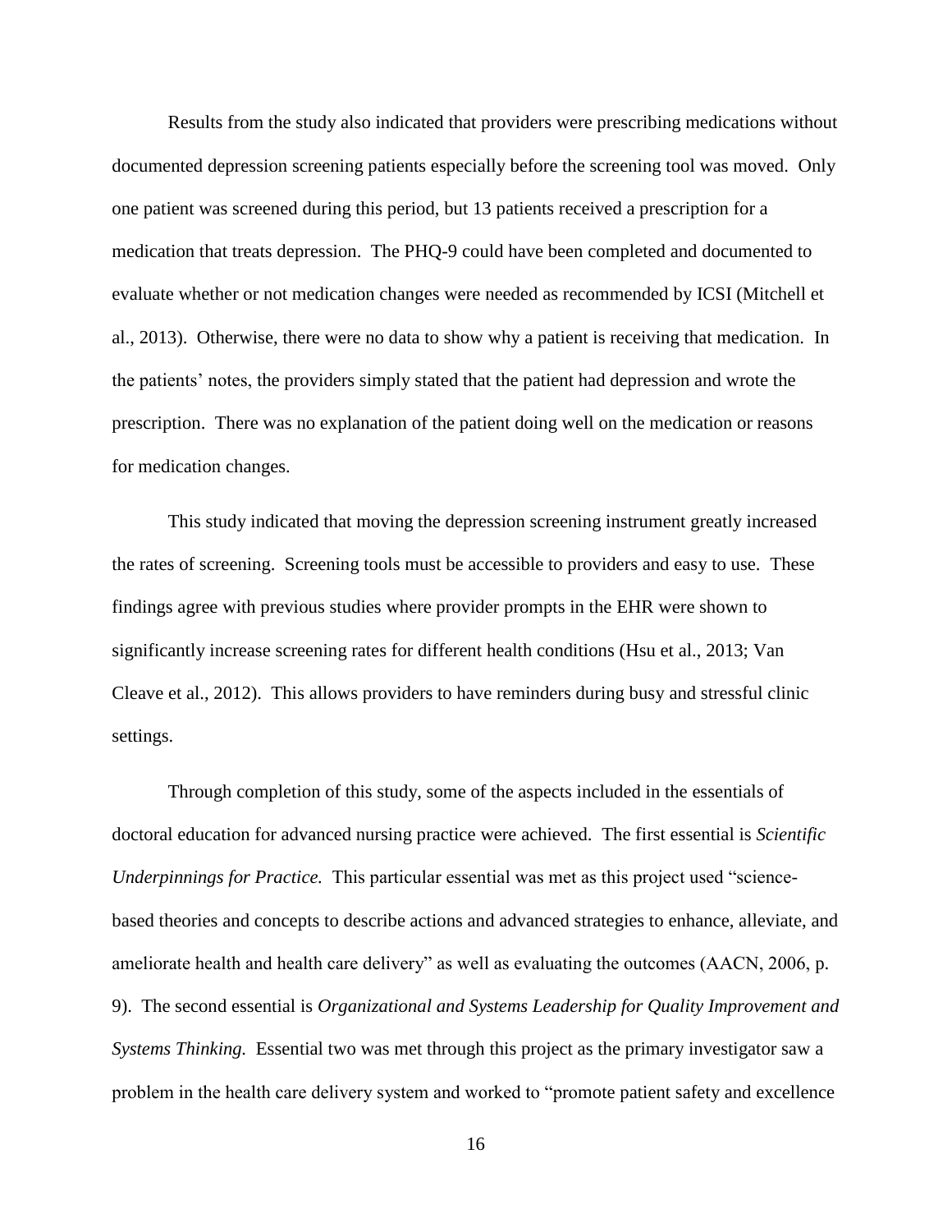Results from the study also indicated that providers were prescribing medications without documented depression screening patients especially before the screening tool was moved. Only one patient was screened during this period, but 13 patients received a prescription for a medication that treats depression. The PHQ-9 could have been completed and documented to evaluate whether or not medication changes were needed as recommended by ICSI (Mitchell et al., 2013). Otherwise, there were no data to show why a patient is receiving that medication. In the patients' notes, the providers simply stated that the patient had depression and wrote the prescription. There was no explanation of the patient doing well on the medication or reasons for medication changes.

This study indicated that moving the depression screening instrument greatly increased the rates of screening. Screening tools must be accessible to providers and easy to use. These findings agree with previous studies where provider prompts in the EHR were shown to significantly increase screening rates for different health conditions (Hsu et al., 2013; Van Cleave et al., 2012). This allows providers to have reminders during busy and stressful clinic settings.

Through completion of this study, some of the aspects included in the essentials of doctoral education for advanced nursing practice were achieved. The first essential is *Scientific Underpinnings for Practice.* This particular essential was met as this project used "science-based theories and concepts to describe actions and advanced strategies to enhance, alleviate, and ameliorate health and health care delivery" as well as evaluating the outcomes (AACN, 2006, p. 9). The second essential is *Organizational and Systems Leadership for Quality Improvement and Systems Thinking.* Essential two was met through this project as the primary investigator saw a problem in the health care delivery system and worked to "promote patient safety and excellence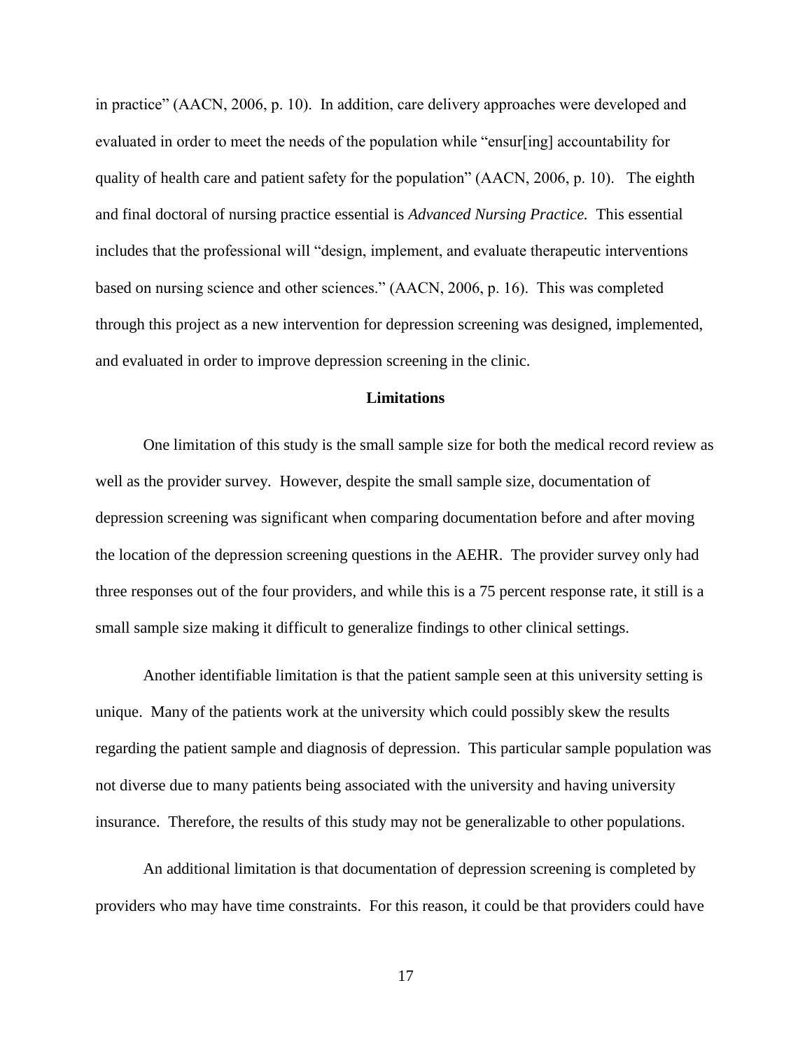in practice" (AACN, 2006, p. 10). In addition, care delivery approaches were developed and evaluated in order to meet the needs of the population while "ensur[ing] accountability for quality of health care and patient safety for the population" (AACN, 2006, p. 10). The eighth and final doctoral of nursing practice essential is *Advanced Nursing Practice.* This essential includes that the professional will "design, implement, and evaluate therapeutic interventions based on nursing science and other sciences." (AACN, 2006, p. 16). This was completed through this project as a new intervention for depression screening was designed, implemented, and evaluated in order to improve depression screening in the clinic.

## Limitations

One limitation of this study is the small sample size for both the medical record review as well as the provider survey. However, despite the small sample size, documentation of depression screening was significant when comparing documentation before and after moving the location of the depression screening questions in the AEHR. The provider survey only had three responses out of the four providers, and while this is a 75 percent response rate, it still is a small sample size making it difficult to generalize findings to other clinical settings.

Another identifiable limitation is that the patient sample seen at this university setting is unique. Many of the patients work at the university which could possibly skew the results regarding the patient sample and diagnosis of depression. This particular sample population was not diverse due to many patients being associated with the university and having university insurance. Therefore, the results of this study may not be generalizable to other populations.

An additional limitation is that documentation of depression screening is completed by providers who may have time constraints. For this reason, it could be that providers could have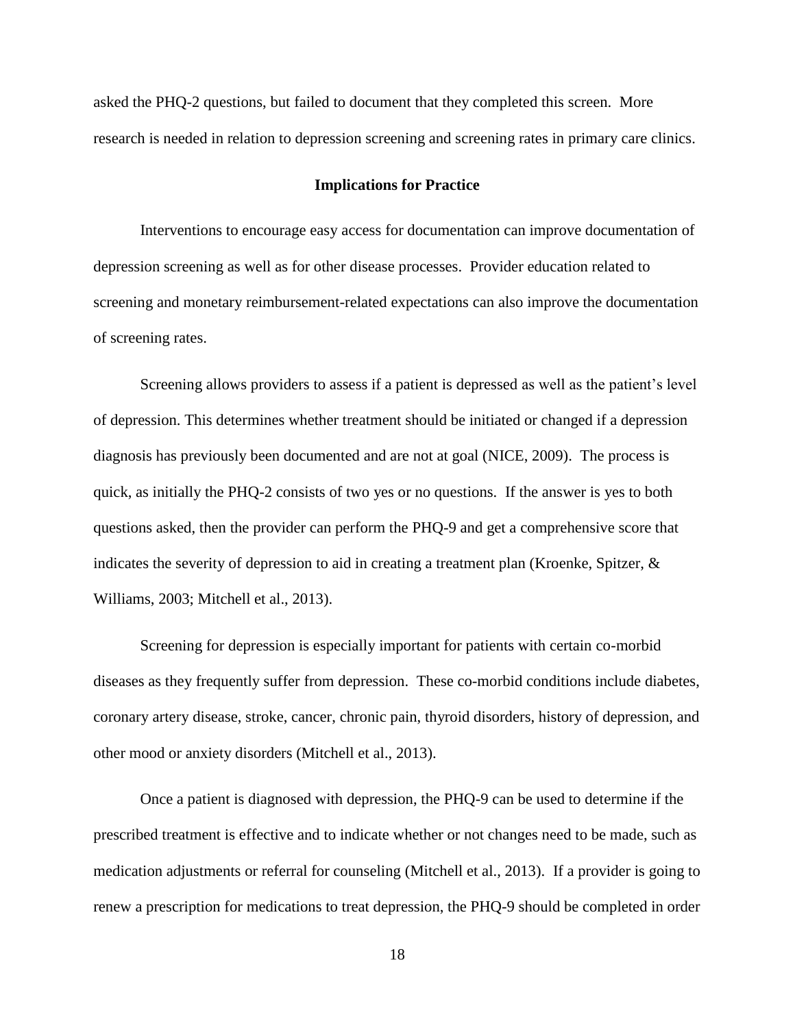asked the PHQ-2 questions, but failed to document that they completed this screen. More research is needed in relation to depression screening and screening rates in primary care clinics.

## Implications for Practice

Interventions to encourage easy access for documentation can improve documentation of depression screening as well as for other disease processes. Provider education related to screening and monetary reimbursement-related expectations can also improve the documentation of screening rates.

Screening allows providers to assess if a patient is depressed as well as the patient's level of depression. This determines whether treatment should be initiated or changed if a depression diagnosis has previously been documented and are not at goal (NICE, 2009). The process is quick, as initially the PHQ-2 consists of two yes or no questions. If the answer is yes to both questions asked, then the provider can perform the PHQ-9 and get a comprehensive score that indicates the severity of depression to aid in creating a treatment plan (Kroenke, Spitzer, & Williams, 2003; Mitchell et al., 2013).

Screening for depression is especially important for patients with certain co-morbid diseases as they frequently suffer from depression. These co-morbid conditions include diabetes, coronary artery disease, stroke, cancer, chronic pain, thyroid disorders, history of depression, and other mood or anxiety disorders (Mitchell et al., 2013).

Once a patient is diagnosed with depression, the PHQ-9 can be used to determine if the prescribed treatment is effective and to indicate whether or not changes need to be made, such as medication adjustments or referral for counseling (Mitchell et al., 2013). If a provider is going to renew a prescription for medications to treat depression, the PHQ-9 should be completed in order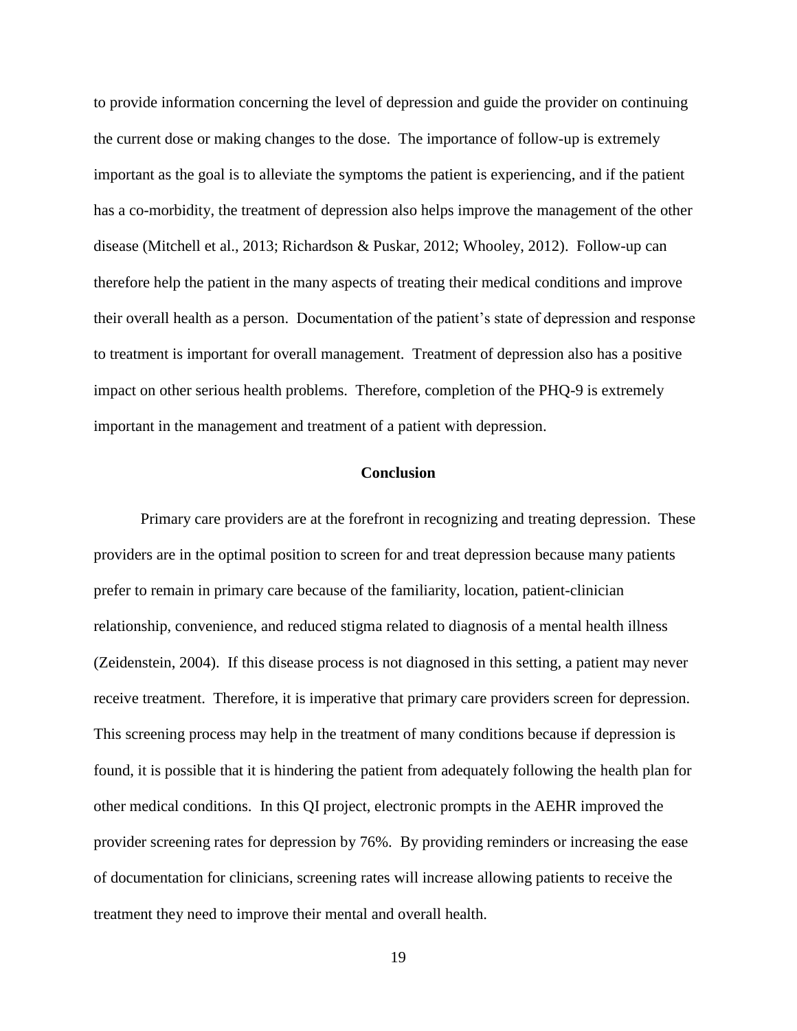to provide information concerning the level of depression and guide the provider on continuing the current dose or making changes to the dose. The importance of follow-up is extremely important as the goal is to alleviate the symptoms the patient is experiencing, and if the patient has a co-morbidity, the treatment of depression also helps improve the management of the other disease (Mitchell et al., 2013; Richardson & Puskar, 2012; Whooley, 2012). Follow-up can therefore help the patient in the many aspects of treating their medical conditions and improve their overall health as a person. Documentation of the patient's state of depression and response to treatment is important for overall management. Treatment of depression also has a positive impact on other serious health problems. Therefore, completion of the PHQ-9 is extremely important in the management and treatment of a patient with depression.

## Conclusion

Primary care providers are at the forefront in recognizing and treating depression. These providers are in the optimal position to screen for and treat depression because many patients prefer to remain in primary care because of the familiarity, location, patient-clinician relationship, convenience, and reduced stigma related to diagnosis of a mental health illness (Zeidenstein, 2004). If this disease process is not diagnosed in this setting, a patient may never receive treatment. Therefore, it is imperative that primary care providers screen for depression. This screening process may help in the treatment of many conditions because if depression is found, it is possible that it is hindering the patient from adequately following the health plan for other medical conditions. In this QI project, electronic prompts in the AEHR improved the provider screening rates for depression by 76%. By providing reminders or increasing the ease of documentation for clinicians, screening rates will increase allowing patients to receive the treatment they need to improve their mental and overall health.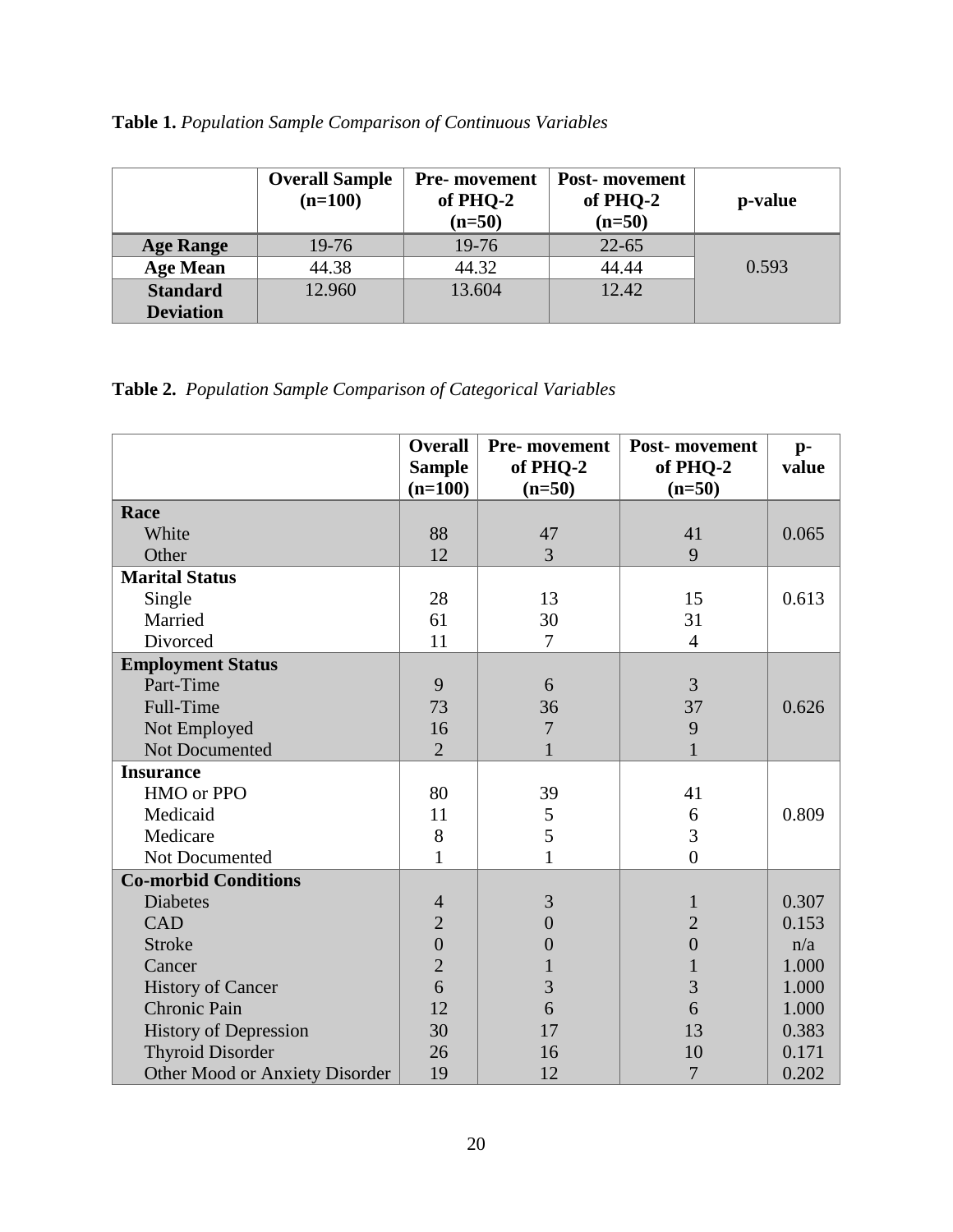**Table 1.** *Population Sample Comparison of Continuous Variables*

| | Overall Sample (n=100) | Pre- movement of PHQ-2 (n=50) | Post- movement of PHQ-2 (n=50) | p-value |
|---|---|---|---|---|
| **Age Range** | 19-76 | 19-76 | 22-65 | 0.593 |
| **Age Mean** | 44.38 | 44.32 | 44.44 | |
| **Standard Deviation** | 12.960 | 13.604 | 12.42 | |

**Table 2.** *Population Sample Comparison of Categorical Variables*

| | Overall Sample (n=100) | Pre- movement of PHQ-2 (n=50) | Post- movement of PHQ-2 (n=50) | p-value |
|---|---|---|---|---|
| **Race** | | | | |
| White | 88 | 47 | 41 | 0.065 |
| Other | 12 | 3 | 9 | |
| **Marital Status** | | | | |
| Single | 28 | 13 | 15 | 0.613 |
| Married | 61 | 30 | 31 | |
| Divorced | 11 | 7 | 4 | |
| **Employment Status** | | | | |
| Part-Time | 9 | 6 | 3 | |
| Full-Time | 73 | 36 | 37 | 0.626 |
| Not Employed | 16 | 7 | 9 | |
| Not Documented | 2 | 1 | 1 | |
| **Insurance** | | | | |
| HMO or PPO | 80 | 39 | 41 | |
| Medicaid | 11 | 5 | 6 | 0.809 |
| Medicare | 8 | 5 | 3 | |
| Not Documented | 1 | 1 | 0 | |
| **Co-morbid Conditions** | | | | |
| Diabetes | 4 | 3 | 1 | 0.307 |
| CAD | 2 | 0 | 2 | 0.153 |
| Stroke | 0 | 0 | 0 | n/a |
| Cancer | 2 | 1 | 1 | 1.000 |
| History of Cancer | 6 | 3 | 3 | 1.000 |
| Chronic Pain | 12 | 6 | 6 | 1.000 |
| History of Depression | 30 | 17 | 13 | 0.383 |
| Thyroid Disorder | 26 | 16 | 10 | 0.171 |
| Other Mood or Anxiety Disorder | 19 | 12 | 7 | 0.202 |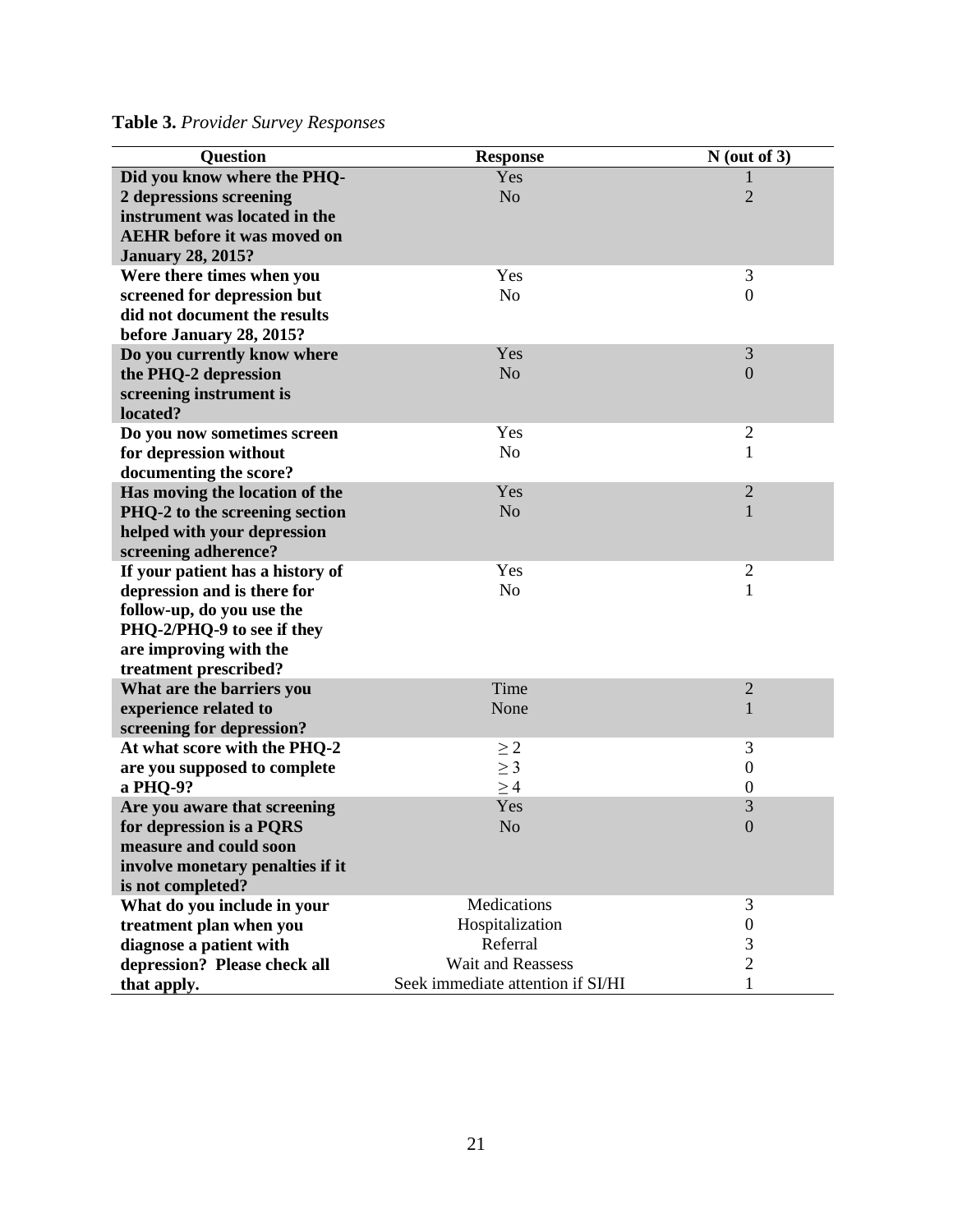**Table 3.** *Provider Survey Responses*

| Question | Response | N (out of 3) |
|---|---|---|
| **Did you know where the PHQ-2 depressions screening instrument was located in the AEHR before it was moved on January 28, 2015?** | Yes | 1 |
| | No | 2 |
| **Were there times when you screened for depression but did not document the results before January 28, 2015?** | Yes | 3 |
| | No | 0 |
| **Do you currently know where the PHQ-2 depression screening instrument is located?** | Yes | 3 |
| | No | 0 |
| **Do you now sometimes screen for depression without documenting the score?** | Yes | 2 |
| | No | 1 |
| **Has moving the location of the PHQ-2 to the screening section helped with your depression screening adherence?** | Yes | 2 |
| | No | 1 |
| **If your patient has a history of depression and is there for follow-up, do you use the PHQ-2/PHQ-9 to see if they are improving with the treatment prescribed?** | Yes | 2 |
| | No | 1 |
| **What are the barriers you experience related to screening for depression?** | Time | 2 |
| | None | 1 |
| **At what score with the PHQ-2 are you supposed to complete a PHQ-9?** | $\geq 2$ | 3 |
| | $\geq 3$ | 0 |
| | $\geq 4$ | 0 |
| **Are you aware that screening for depression is a PQRS measure and could soon involve monetary penalties if it is not completed?** | Yes | 3 |
| | No | 0 |
| **What do you include in your treatment plan when you diagnose a patient with depression? Please check all that apply.** | Medications | 3 |
| | Hospitalization | 0 |
| | Referral | 3 |
| | Wait and Reassess | 2 |
| | Seek immediate attention if SI/HI | 1 |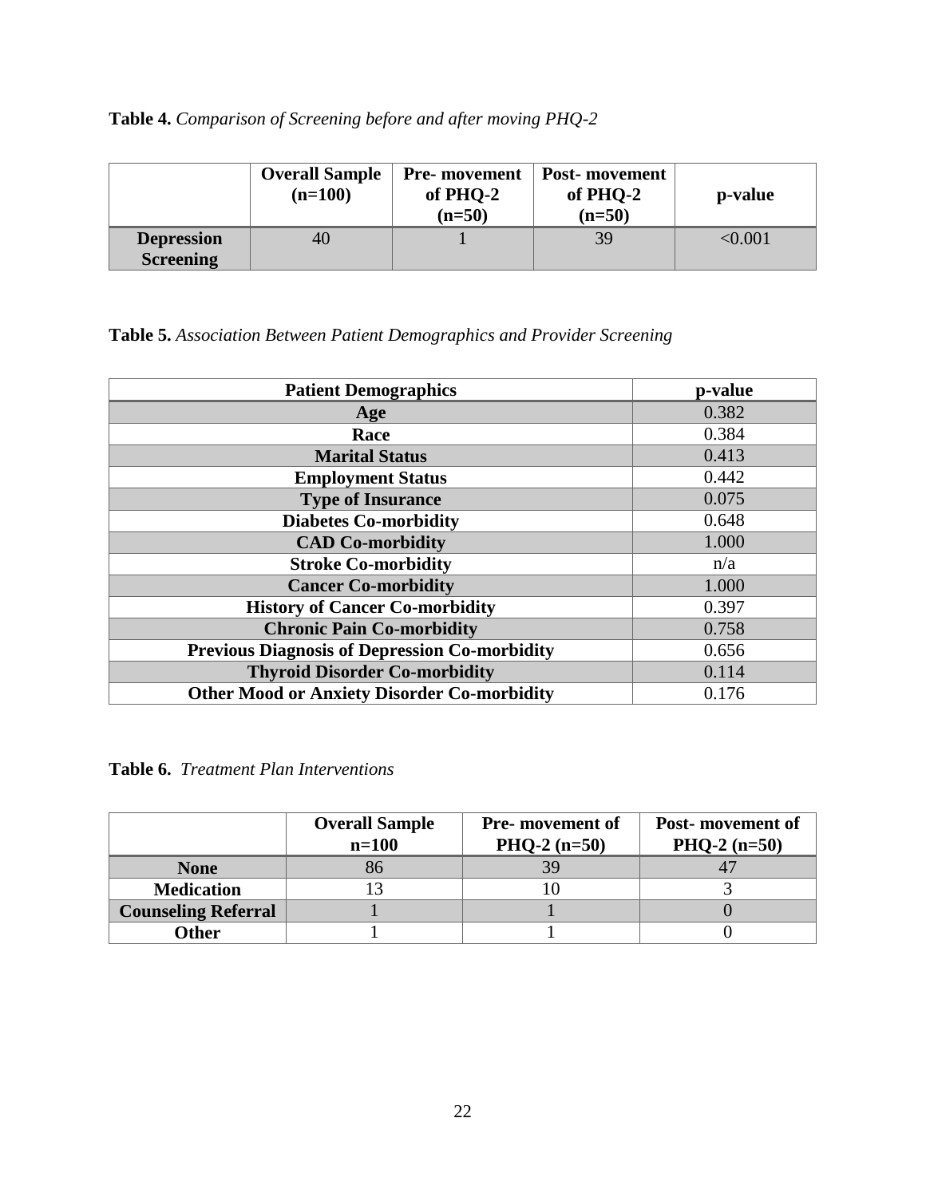**Table 4.** *Comparison of Screening before and after moving PHQ-2*

| | Overall Sample (n=100) | Pre- movement of PHQ-2 (n=50) | Post- movement of PHQ-2 (n=50) | p-value |
|---|---|---|---|---|
| **Depression Screening** | 40 | 1 | 39 | <0.001 |

**Table 5.** *Association Between Patient Demographics and Provider Screening*

| Patient Demographics | p-value |
|---|---|
| **Age** | 0.382 |
| **Race** | 0.384 |
| **Marital Status** | 0.413 |
| **Employment Status** | 0.442 |
| **Type of Insurance** | 0.075 |
| **Diabetes Co-morbidity** | 0.648 |
| **CAD Co-morbidity** | 1.000 |
| **Stroke Co-morbidity** | n/a |
| **Cancer Co-morbidity** | 1.000 |
| **History of Cancer Co-morbidity** | 0.397 |
| **Chronic Pain Co-morbidity** | 0.758 |
| **Previous Diagnosis of Depression Co-morbidity** | 0.656 |
| **Thyroid Disorder Co-morbidity** | 0.114 |
| **Other Mood or Anxiety Disorder Co-morbidity** | 0.176 |

**Table 6.** *Treatment Plan Interventions*

| | Overall Sample n=100 | Pre- movement of PHQ-2 (n=50) | Post- movement of PHQ-2 (n=50) |
|---|---|---|---|
| **None** | 86 | 39 | 47 |
| **Medication** | 13 | 10 | 3 |
| **Counseling Referral** | 1 | 1 | 0 |
| **Other** | 1 | 1 | 0 |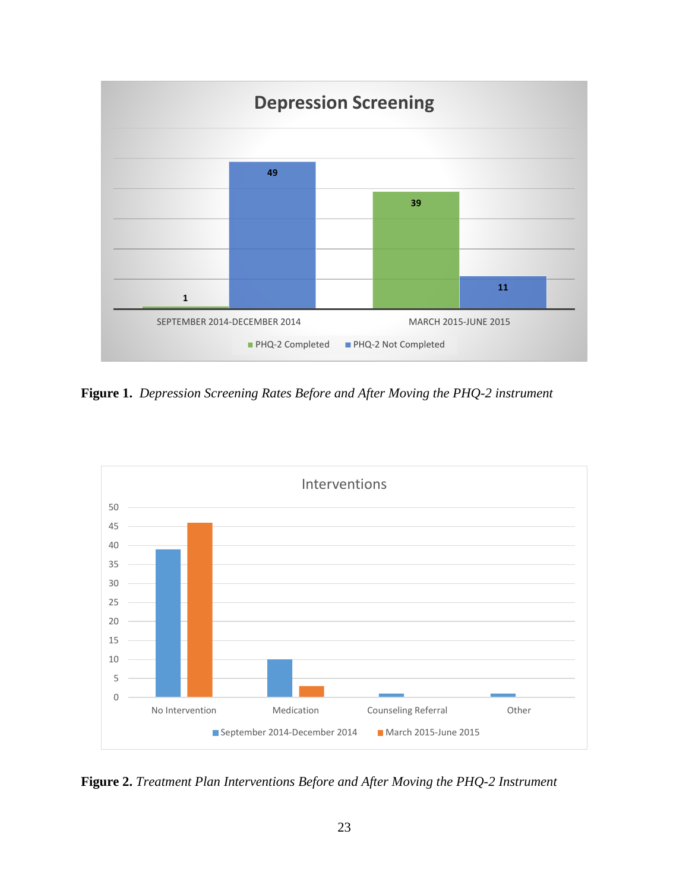**Figure 1.** *Depression Screening Rates Before and After Moving the PHQ-2 instrument*

**Figure 2.** *Treatment Plan Interventions Before and After Moving the PHQ-2 Instrument*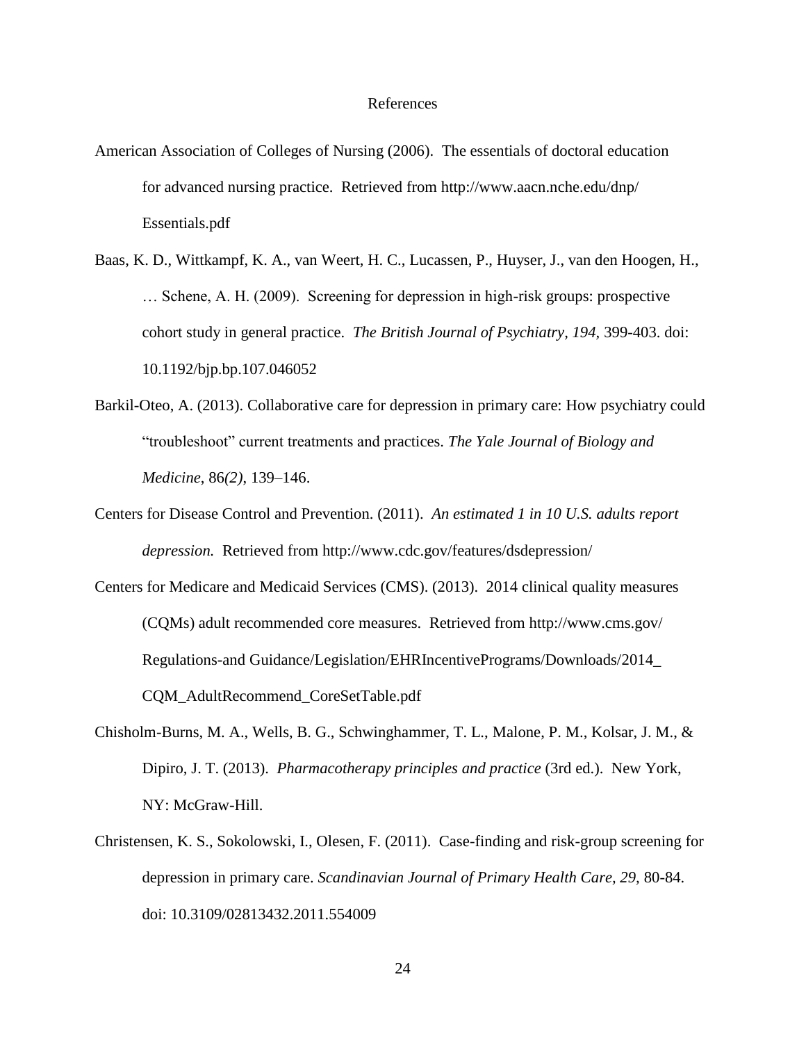# References

American Association of Colleges of Nursing (2006). The essentials of doctoral education for advanced nursing practice. Retrieved from http://www.aacn.nche.edu/dnp/Essentials.pdf

Baas, K. D., Wittkampf, K. A., van Weert, H. C., Lucassen, P., Huyser, J., van den Hoogen, H., … Schene, A. H. (2009). Screening for depression in high-risk groups: prospective cohort study in general practice. *The British Journal of Psychiatry, 194,* 399-403. doi: 10.1192/bjp.bp.107.046052

Barkil-Oteo, A. (2013). Collaborative care for depression in primary care: How psychiatry could "troubleshoot" current treatments and practices. *The Yale Journal of Biology and Medicine*, 86*(2)*, 139–146.

Centers for Disease Control and Prevention. (2011). *An estimated 1 in 10 U.S. adults report depression.* Retrieved from http://www.cdc.gov/features/dsdepression/

Centers for Medicare and Medicaid Services (CMS). (2013). 2014 clinical quality measures (CQMs) adult recommended core measures. Retrieved from http://www.cms.gov/Regulations-and Guidance/Legislation/EHRIncentivePrograms/Downloads/2014_CQM_AdultRecommend_CoreSetTable.pdf

Chisholm-Burns, M. A., Wells, B. G., Schwinghammer, T. L., Malone, P. M., Kolsar, J. M., & Dipiro, J. T. (2013). *Pharmacotherapy principles and practice* (3rd ed.). New York, NY: McGraw-Hill.

Christensen, K. S., Sokolowski, I., Olesen, F. (2011). Case-finding and risk-group screening for depression in primary care. *Scandinavian Journal of Primary Health Care, 29,* 80-84. doi: 10.3109/02813432.2011.554009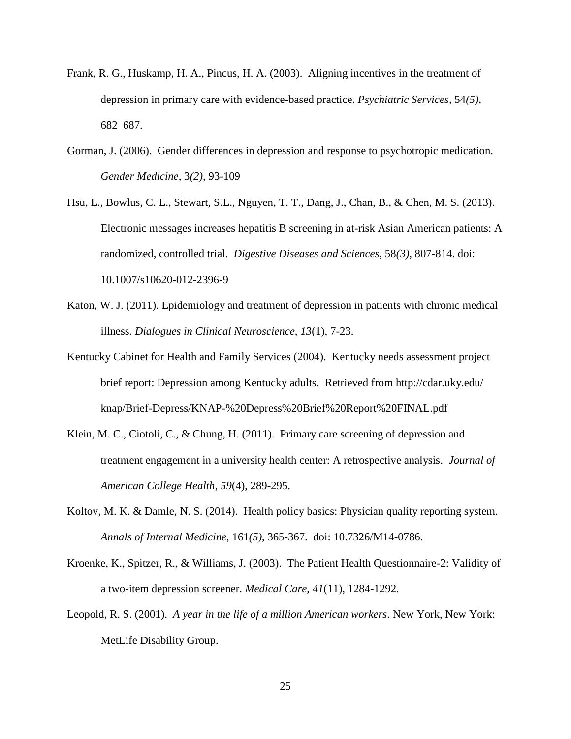Frank, R. G., Huskamp, H. A., Pincus, H. A. (2003). Aligning incentives in the treatment of depression in primary care with evidence-based practice. *Psychiatric Services,* 54*(5),* 682–687.

Gorman, J. (2006). Gender differences in depression and response to psychotropic medication. *Gender Medicine*, 3*(2),* 93-109

Hsu, L., Bowlus, C. L., Stewart, S.L., Nguyen, T. T., Dang, J., Chan, B., & Chen, M. S. (2013). Electronic messages increases hepatitis B screening in at-risk Asian American patients: A randomized, controlled trial. *Digestive Diseases and Sciences,* 58*(3),* 807-814. doi: 10.1007/s10620-012-2396-9

Katon, W. J. (2011). Epidemiology and treatment of depression in patients with chronic medical illness. *Dialogues in Clinical Neuroscience*, *13*(1), 7-23.

Kentucky Cabinet for Health and Family Services (2004). Kentucky needs assessment project brief report: Depression among Kentucky adults. Retrieved from http://cdar.uky.edu/knap/Brief-Depress/KNAP-%20Depress%20Brief%20Report%20FINAL.pdf

Klein, M. C., Ciotoli, C., & Chung, H. (2011). Primary care screening of depression and treatment engagement in a university health center: A retrospective analysis. *Journal of American College Health, 59*(4), 289-295.

Koltov, M. K. & Damle, N. S. (2014). Health policy basics: Physician quality reporting system. *Annals of Internal Medicine,* 161*(5)*, 365-367. doi: 10.7326/M14-0786.

Kroenke, K., Spitzer, R., & Williams, J. (2003). The Patient Health Questionnaire-2: Validity of a two-item depression screener. *Medical Care, 41*(11), 1284-1292.

Leopold, R. S. (2001). *A year in the life of a million American workers*. New York, New York: MetLife Disability Group.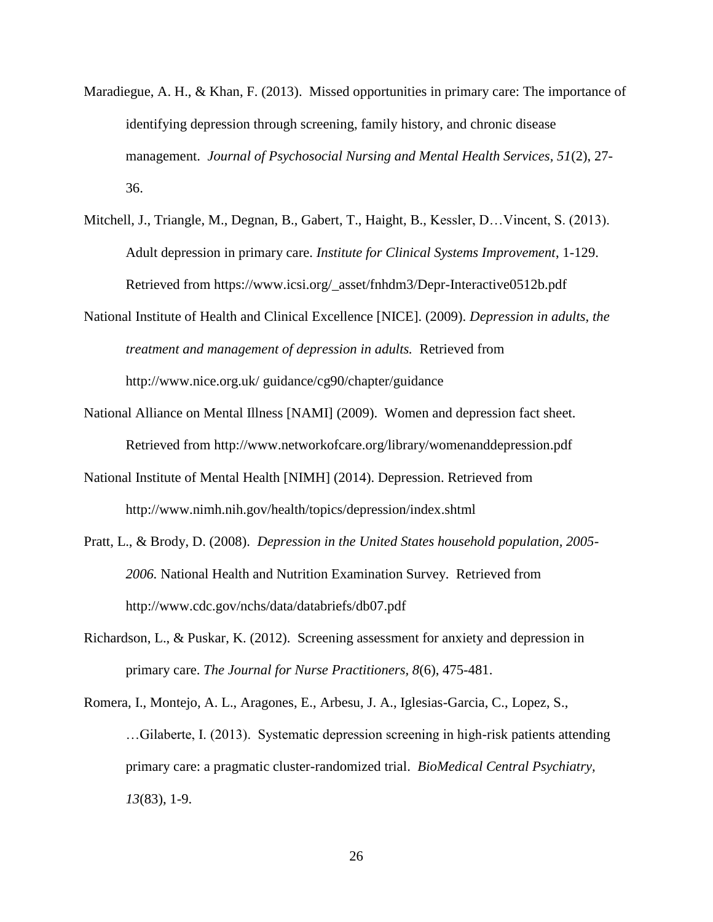Maradiegue, A. H., & Khan, F. (2013). Missed opportunities in primary care: The importance of identifying depression through screening, family history, and chronic disease management. *Journal of Psychosocial Nursing and Mental Health Services, 51*(2), 27-36.

Mitchell, J., Triangle, M., Degnan, B., Gabert, T., Haight, B., Kessler, D…Vincent, S. (2013). Adult depression in primary care. *Institute for Clinical Systems Improvement*, 1-129. Retrieved from https://www.icsi.org/_asset/fnhdm3/Depr-Interactive0512b.pdf

National Institute of Health and Clinical Excellence [NICE]. (2009). *Depression in adults, the treatment and management of depression in adults.* Retrieved from http://www.nice.org.uk/ guidance/cg90/chapter/guidance

National Alliance on Mental Illness [NAMI] (2009). Women and depression fact sheet. Retrieved from http://www.networkofcare.org/library/womenanddepression.pdf

National Institute of Mental Health [NIMH] (2014). Depression. Retrieved from http://www.nimh.nih.gov/health/topics/depression/index.shtml

Pratt, L., & Brody, D. (2008). *Depression in the United States household population, 2005-2006.* National Health and Nutrition Examination Survey. Retrieved from http://www.cdc.gov/nchs/data/databriefs/db07.pdf

Richardson, L., & Puskar, K. (2012). Screening assessment for anxiety and depression in primary care. *The Journal for Nurse Practitioners, 8*(6), 475-481.

Romera, I., Montejo, A. L., Aragones, E., Arbesu, J. A., Iglesias-Garcia, C., Lopez, S., …Gilaberte, I. (2013). Systematic depression screening in high-risk patients attending primary care: a pragmatic cluster-randomized trial. *BioMedical Central Psychiatry*, *13*(83), 1-9.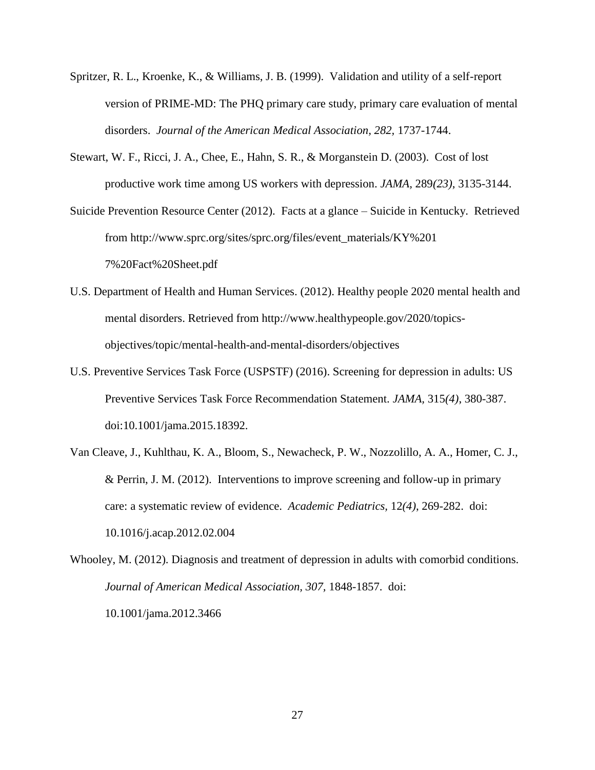Spritzer, R. L., Kroenke, K., & Williams, J. B. (1999). Validation and utility of a self-report version of PRIME-MD: The PHQ primary care study, primary care evaluation of mental disorders. *Journal of the American Medical Association, 282*, 1737-1744.

Stewart, W. F., Ricci, J. A., Chee, E., Hahn, S. R., & Morganstein D. (2003). Cost of lost productive work time among US workers with depression. *JAMA*, 289*(23)*, 3135-3144.

Suicide Prevention Resource Center (2012). Facts at a glance – Suicide in Kentucky. Retrieved from http://www.sprc.org/sites/sprc.org/files/event_materials/KY%201 7%20Fact%20Sheet.pdf

U.S. Department of Health and Human Services. (2012). Healthy people 2020 mental health and mental disorders. Retrieved from http://www.healthypeople.gov/2020/topics-objectives/topic/mental-health-and-mental-disorders/objectives

U.S. Preventive Services Task Force (USPSTF) (2016). Screening for depression in adults: US Preventive Services Task Force Recommendation Statement. *JAMA*, 315*(4)*, 380-387. doi:10.1001/jama.2015.18392.

Van Cleave, J., Kuhlthau, K. A., Bloom, S., Newacheck, P. W., Nozzolillo, A. A., Homer, C. J., & Perrin, J. M. (2012). Interventions to improve screening and follow-up in primary care: a systematic review of evidence. *Academic Pediatrics*, 12*(4)*, 269-282. doi: 10.1016/j.acap.2012.02.004

Whooley, M. (2012). Diagnosis and treatment of depression in adults with comorbid conditions. *Journal of American Medical Association, 307*, 1848-1857. doi: 10.1001/jama.2012.3466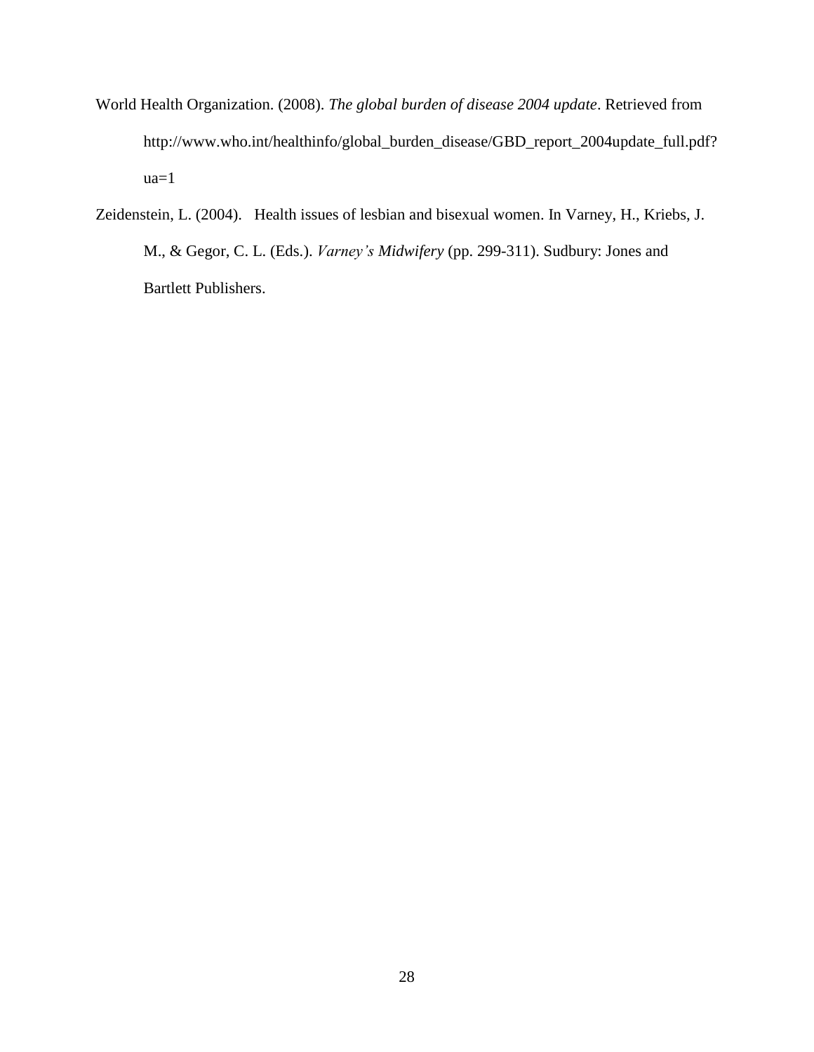World Health Organization. (2008). *The global burden of disease 2004 update*. Retrieved from http://www.who.int/healthinfo/global_burden_disease/GBD_report_2004update_full.pdf?ua=1

Zeidenstein, L. (2004). Health issues of lesbian and bisexual women. In Varney, H., Kriebs, J. M., & Gegor, C. L. (Eds.). *Varney's Midwifery* (pp. 299-311). Sudbury: Jones and Bartlett Publishers.